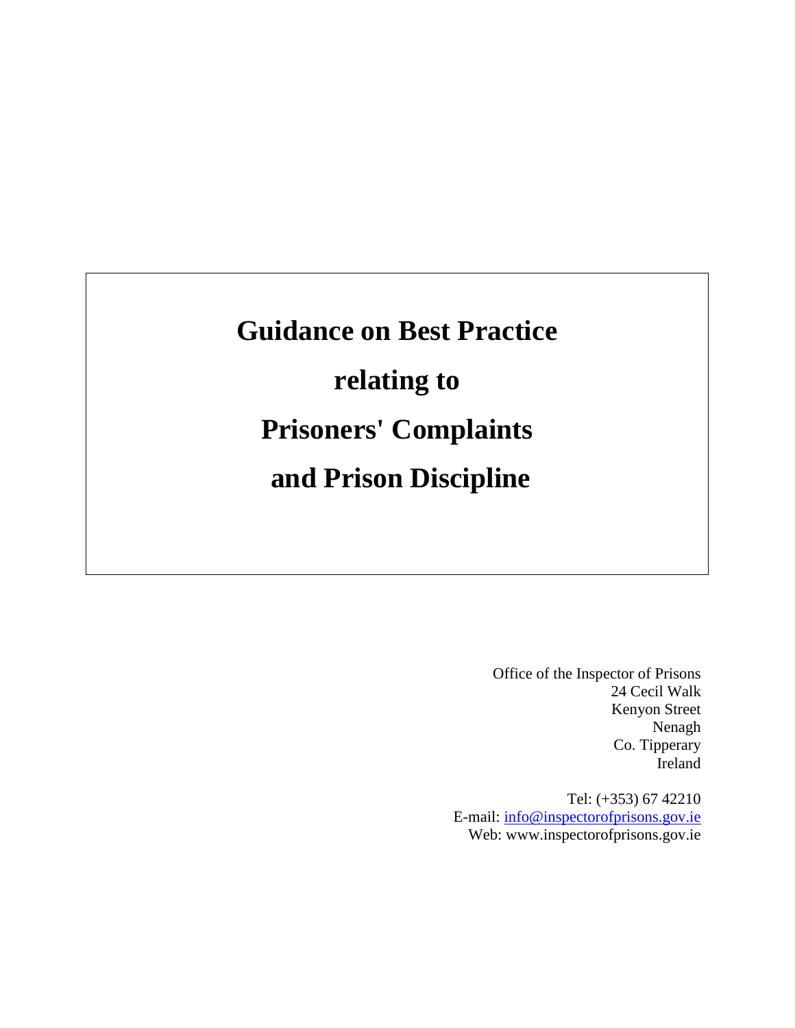# Guidance on Best Practice relating to Prisoners' Complaints and Prison Discipline

Office of the Inspector of Prisons
24 Cecil Walk
Kenyon Street
Nenagh
Co. Tipperary
Ireland

Tel: (+353) 67 42210
E-mail: info@inspectorofprisons.gov.ie
Web: www.inspectorofprisons.gov.ie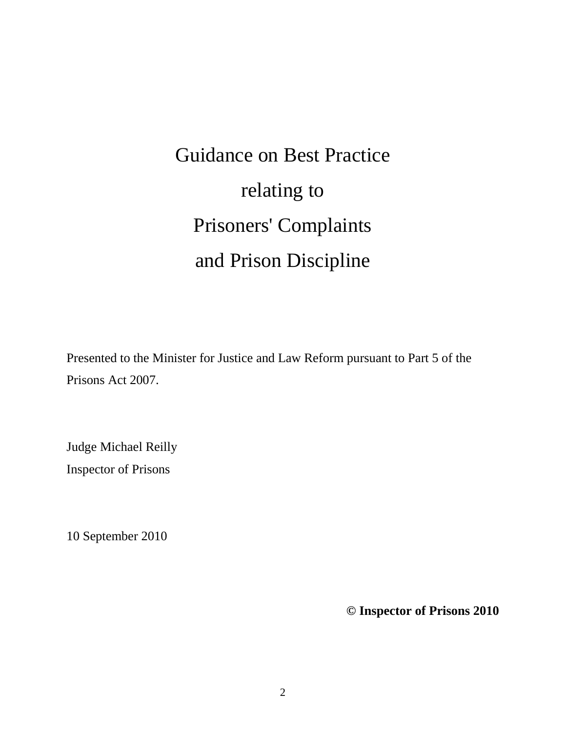# Guidance on Best Practice relating to Prisoners' Complaints and Prison Discipline

Presented to the Minister for Justice and Law Reform pursuant to Part 5 of the Prisons Act 2007.

Judge Michael Reilly
Inspector of Prisons

10 September 2010

**© Inspector of Prisons 2010**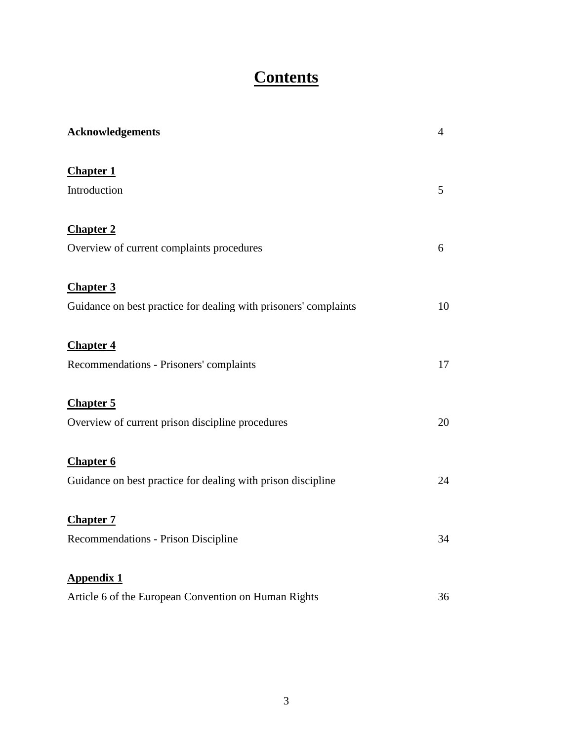# Contents

| | |
|---|---|
| **Acknowledgements** | 4 |
| **Chapter 1** | |
| Introduction | 5 |
| **Chapter 2** | |
| Overview of current complaints procedures | 6 |
| **Chapter 3** | |
| Guidance on best practice for dealing with prisoners' complaints | 10 |
| **Chapter 4** | |
| Recommendations - Prisoners' complaints | 17 |
| **Chapter 5** | |
| Overview of current prison discipline procedures | 20 |
| **Chapter 6** | |
| Guidance on best practice for dealing with prison discipline | 24 |
| **Chapter 7** | |
| Recommendations - Prison Discipline | 34 |
| **Appendix 1** | |
| Article 6 of the European Convention on Human Rights | 36 |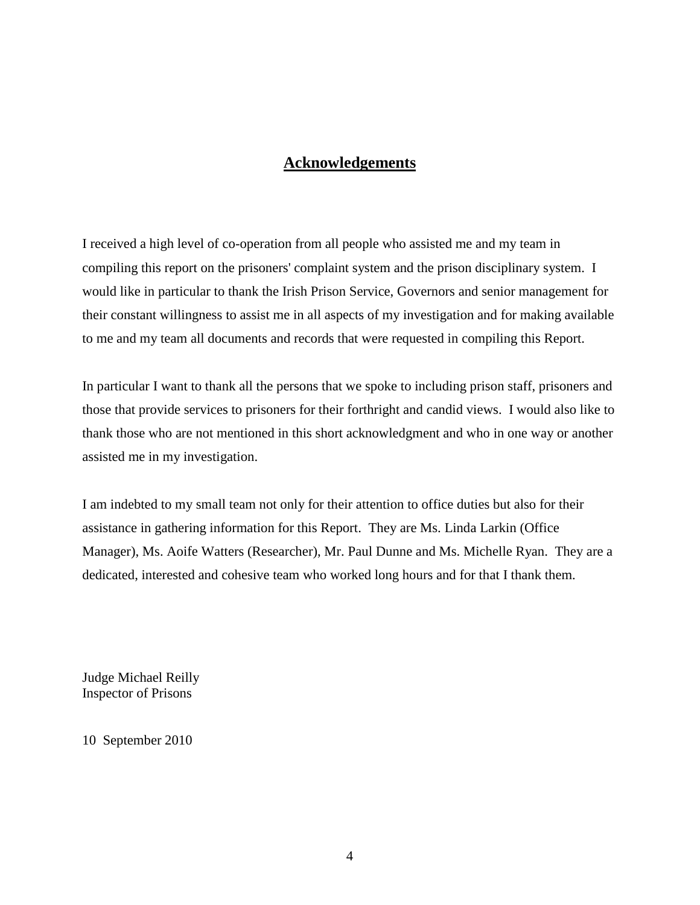## Acknowledgements

I received a high level of co-operation from all people who assisted me and my team in compiling this report on the prisoners' complaint system and the prison disciplinary system. I would like in particular to thank the Irish Prison Service, Governors and senior management for their constant willingness to assist me in all aspects of my investigation and for making available to me and my team all documents and records that were requested in compiling this Report.

In particular I want to thank all the persons that we spoke to including prison staff, prisoners and those that provide services to prisoners for their forthright and candid views. I would also like to thank those who are not mentioned in this short acknowledgment and who in one way or another assisted me in my investigation.

I am indebted to my small team not only for their attention to office duties but also for their assistance in gathering information for this Report. They are Ms. Linda Larkin (Office Manager), Ms. Aoife Watters (Researcher), Mr. Paul Dunne and Ms. Michelle Ryan. They are a dedicated, interested and cohesive team who worked long hours and for that I thank them.

Judge Michael Reilly
Inspector of Prisons

10 September 2010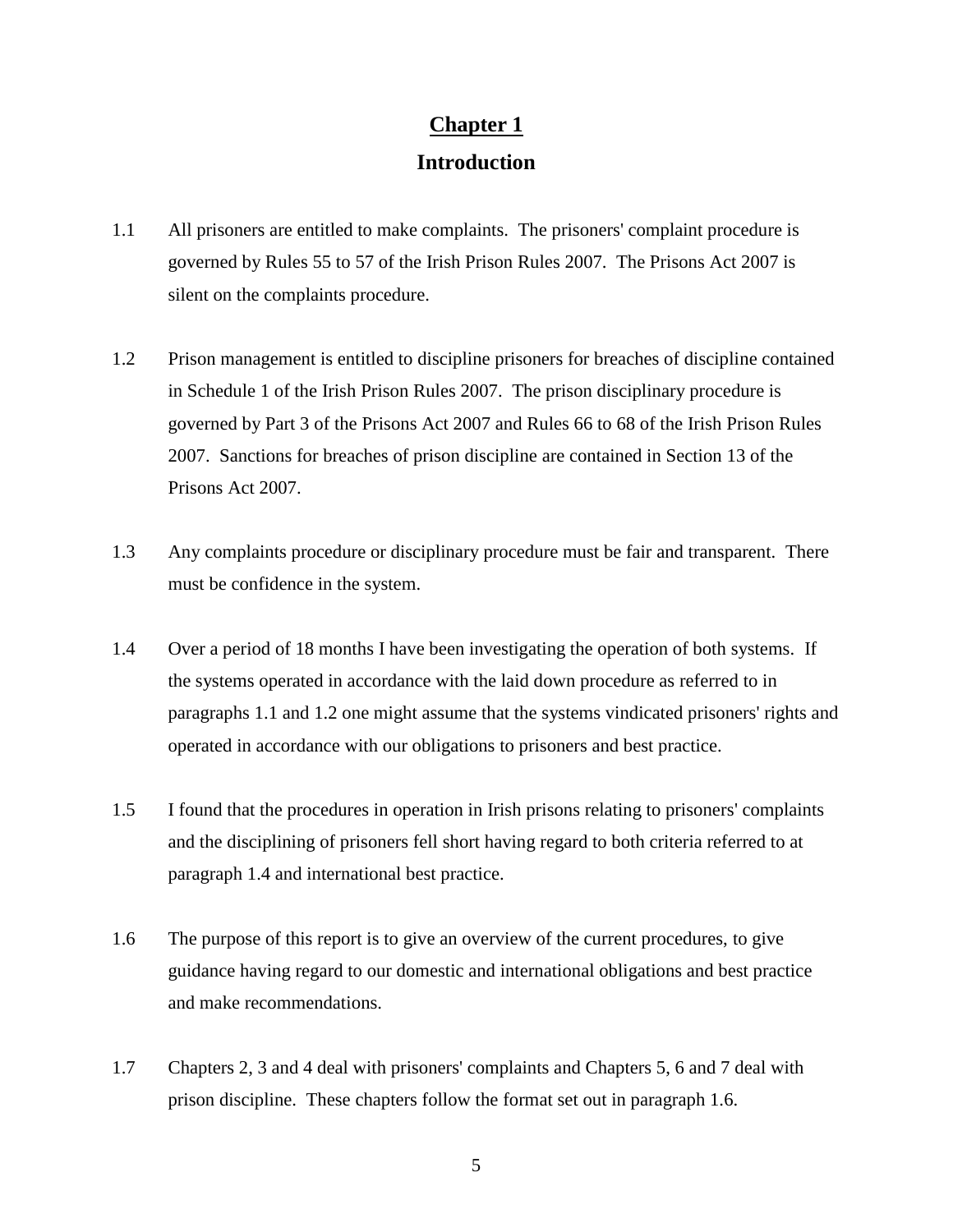# Chapter 1

## Introduction

1.1 All prisoners are entitled to make complaints. The prisoners' complaint procedure is governed by Rules 55 to 57 of the Irish Prison Rules 2007. The Prisons Act 2007 is silent on the complaints procedure.

1.2 Prison management is entitled to discipline prisoners for breaches of discipline contained in Schedule 1 of the Irish Prison Rules 2007. The prison disciplinary procedure is governed by Part 3 of the Prisons Act 2007 and Rules 66 to 68 of the Irish Prison Rules 2007. Sanctions for breaches of prison discipline are contained in Section 13 of the Prisons Act 2007.

1.3 Any complaints procedure or disciplinary procedure must be fair and transparent. There must be confidence in the system.

1.4 Over a period of 18 months I have been investigating the operation of both systems. If the systems operated in accordance with the laid down procedure as referred to in paragraphs 1.1 and 1.2 one might assume that the systems vindicated prisoners' rights and operated in accordance with our obligations to prisoners and best practice.

1.5 I found that the procedures in operation in Irish prisons relating to prisoners' complaints and the disciplining of prisoners fell short having regard to both criteria referred to at paragraph 1.4 and international best practice.

1.6 The purpose of this report is to give an overview of the current procedures, to give guidance having regard to our domestic and international obligations and best practice and make recommendations.

1.7 Chapters 2, 3 and 4 deal with prisoners' complaints and Chapters 5, 6 and 7 deal with prison discipline. These chapters follow the format set out in paragraph 1.6.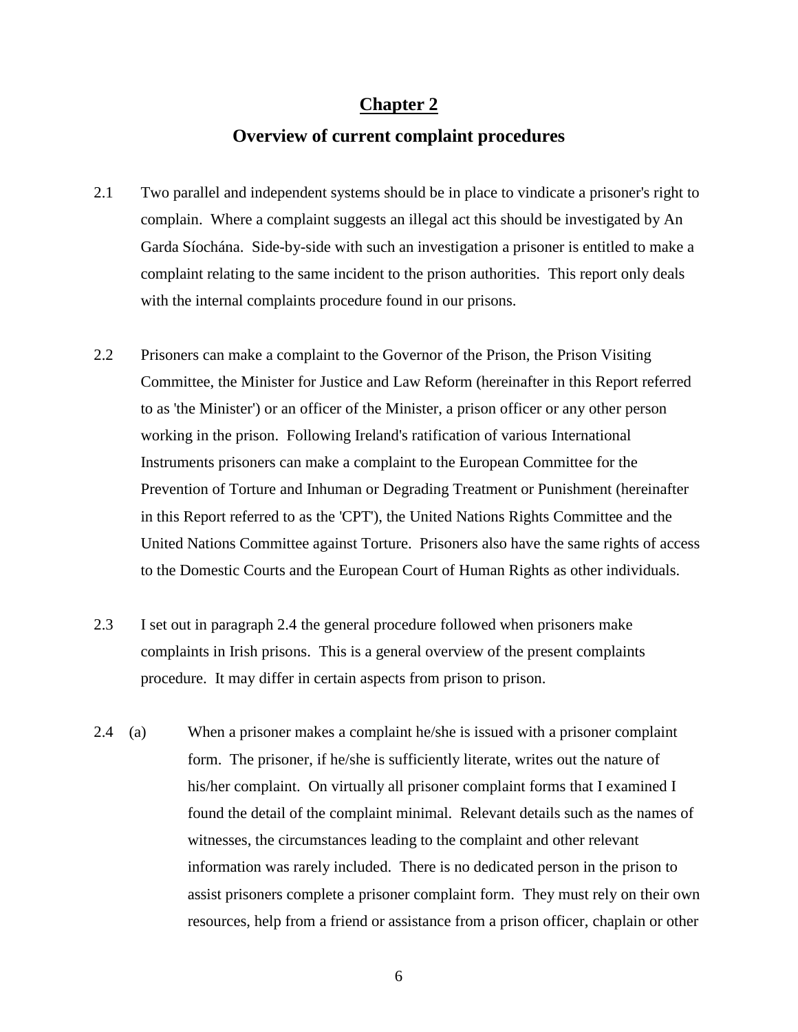# Chapter 2

## Overview of current complaint procedures

2.1 Two parallel and independent systems should be in place to vindicate a prisoner's right to complain. Where a complaint suggests an illegal act this should be investigated by An Garda Síochána. Side-by-side with such an investigation a prisoner is entitled to make a complaint relating to the same incident to the prison authorities. This report only deals with the internal complaints procedure found in our prisons.

2.2 Prisoners can make a complaint to the Governor of the Prison, the Prison Visiting Committee, the Minister for Justice and Law Reform (hereinafter in this Report referred to as 'the Minister') or an officer of the Minister, a prison officer or any other person working in the prison. Following Ireland's ratification of various International Instruments prisoners can make a complaint to the European Committee for the Prevention of Torture and Inhuman or Degrading Treatment or Punishment (hereinafter in this Report referred to as the 'CPT'), the United Nations Rights Committee and the United Nations Committee against Torture. Prisoners also have the same rights of access to the Domestic Courts and the European Court of Human Rights as other individuals.

2.3 I set out in paragraph 2.4 the general procedure followed when prisoners make complaints in Irish prisons. This is a general overview of the present complaints procedure. It may differ in certain aspects from prison to prison.

2.4 (a) When a prisoner makes a complaint he/she is issued with a prisoner complaint form. The prisoner, if he/she is sufficiently literate, writes out the nature of his/her complaint. On virtually all prisoner complaint forms that I examined I found the detail of the complaint minimal. Relevant details such as the names of witnesses, the circumstances leading to the complaint and other relevant information was rarely included. There is no dedicated person in the prison to assist prisoners complete a prisoner complaint form. They must rely on their own resources, help from a friend or assistance from a prison officer, chaplain or other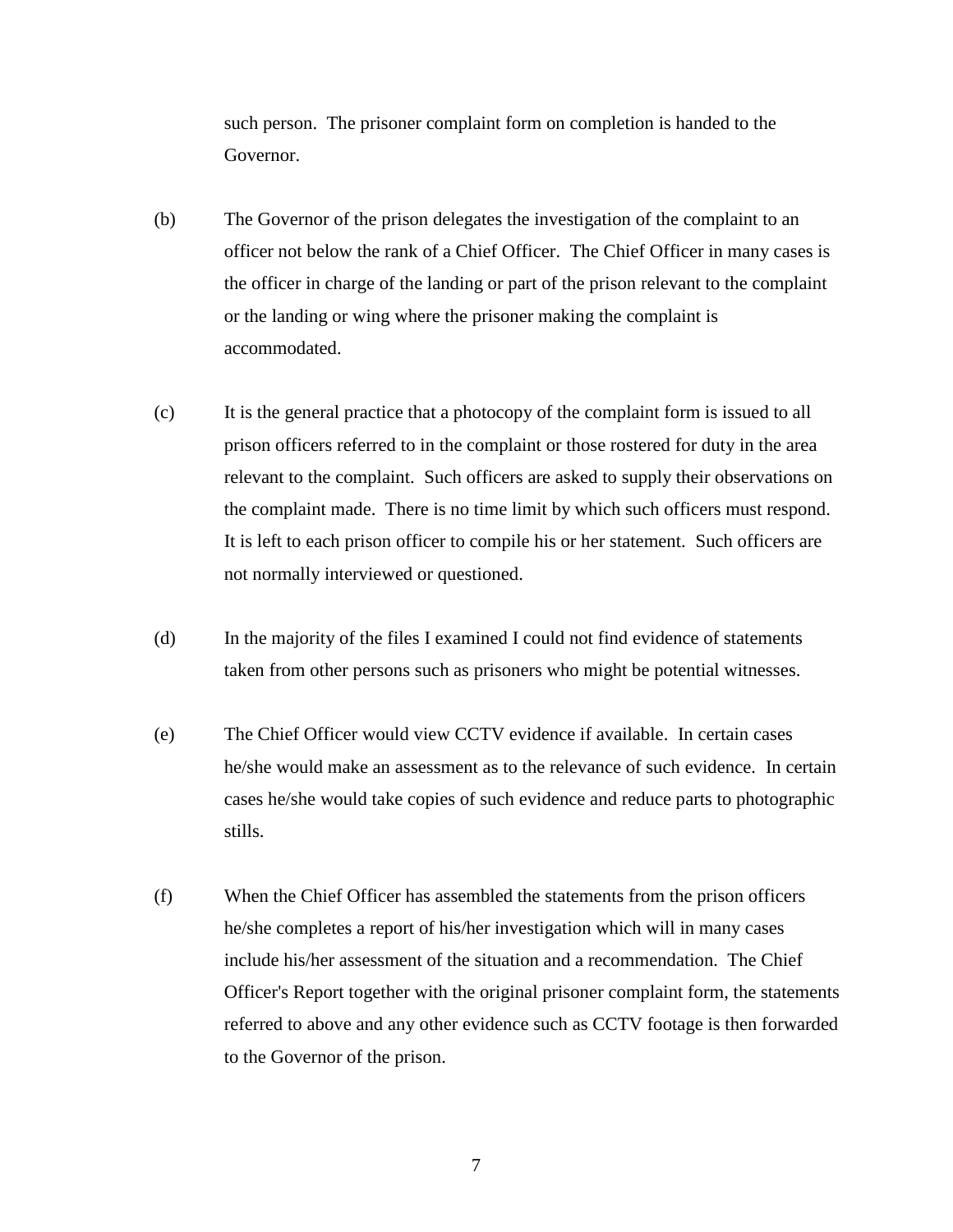such person. The prisoner complaint form on completion is handed to the Governor.

(b) The Governor of the prison delegates the investigation of the complaint to an officer not below the rank of a Chief Officer. The Chief Officer in many cases is the officer in charge of the landing or part of the prison relevant to the complaint or the landing or wing where the prisoner making the complaint is accommodated.

(c) It is the general practice that a photocopy of the complaint form is issued to all prison officers referred to in the complaint or those rostered for duty in the area relevant to the complaint. Such officers are asked to supply their observations on the complaint made. There is no time limit by which such officers must respond. It is left to each prison officer to compile his or her statement. Such officers are not normally interviewed or questioned.

(d) In the majority of the files I examined I could not find evidence of statements taken from other persons such as prisoners who might be potential witnesses.

(e) The Chief Officer would view CCTV evidence if available. In certain cases he/she would make an assessment as to the relevance of such evidence. In certain cases he/she would take copies of such evidence and reduce parts to photographic stills.

(f) When the Chief Officer has assembled the statements from the prison officers he/she completes a report of his/her investigation which will in many cases include his/her assessment of the situation and a recommendation. The Chief Officer's Report together with the original prisoner complaint form, the statements referred to above and any other evidence such as CCTV footage is then forwarded to the Governor of the prison.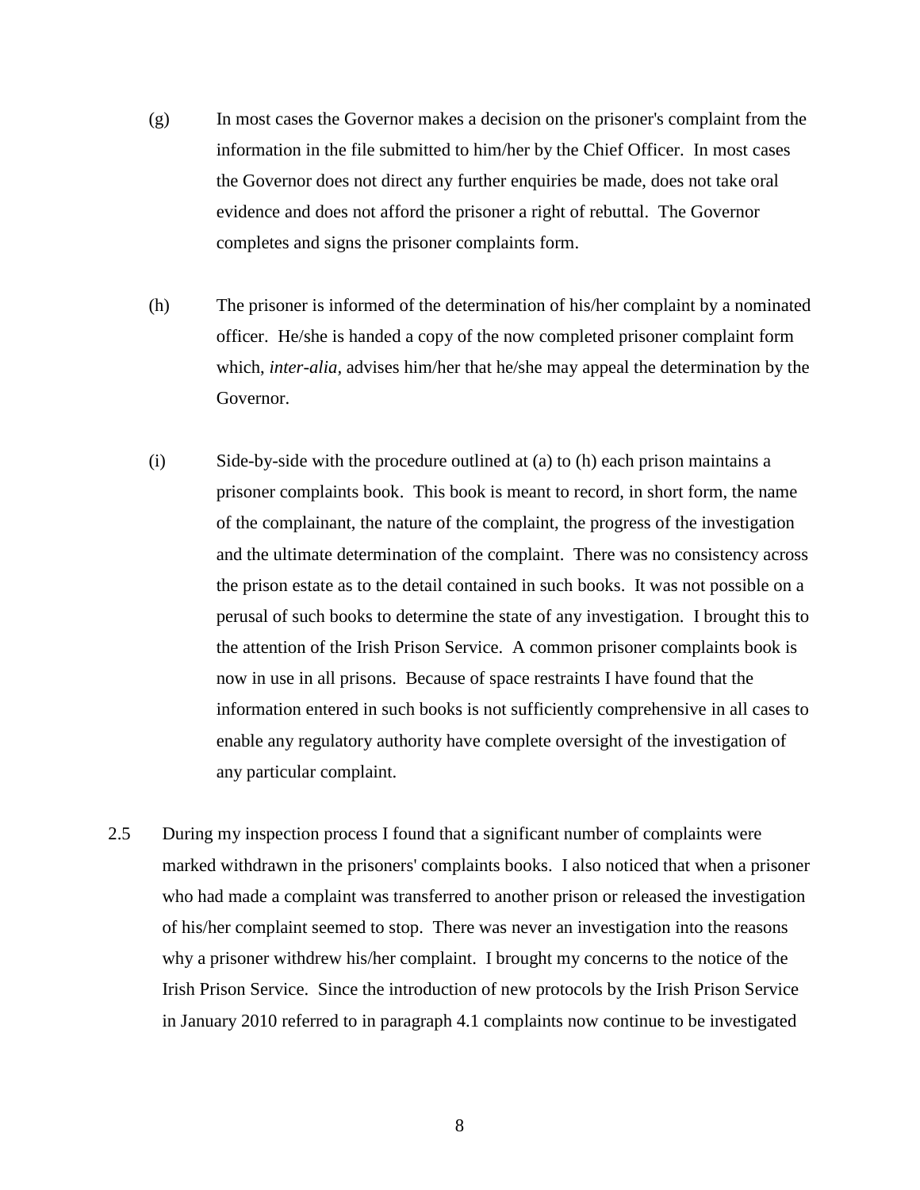(g) In most cases the Governor makes a decision on the prisoner's complaint from the information in the file submitted to him/her by the Chief Officer. In most cases the Governor does not direct any further enquiries be made, does not take oral evidence and does not afford the prisoner a right of rebuttal. The Governor completes and signs the prisoner complaints form.

(h) The prisoner is informed of the determination of his/her complaint by a nominated officer. He/she is handed a copy of the now completed prisoner complaint form which, *inter-alia,* advises him/her that he/she may appeal the determination by the Governor.

(i) Side-by-side with the procedure outlined at (a) to (h) each prison maintains a prisoner complaints book. This book is meant to record, in short form, the name of the complainant, the nature of the complaint, the progress of the investigation and the ultimate determination of the complaint. There was no consistency across the prison estate as to the detail contained in such books. It was not possible on a perusal of such books to determine the state of any investigation. I brought this to the attention of the Irish Prison Service. A common prisoner complaints book is now in use in all prisons. Because of space restraints I have found that the information entered in such books is not sufficiently comprehensive in all cases to enable any regulatory authority have complete oversight of the investigation of any particular complaint.

2.5 During my inspection process I found that a significant number of complaints were marked withdrawn in the prisoners' complaints books. I also noticed that when a prisoner who had made a complaint was transferred to another prison or released the investigation of his/her complaint seemed to stop. There was never an investigation into the reasons why a prisoner withdrew his/her complaint. I brought my concerns to the notice of the Irish Prison Service. Since the introduction of new protocols by the Irish Prison Service in January 2010 referred to in paragraph 4.1 complaints now continue to be investigated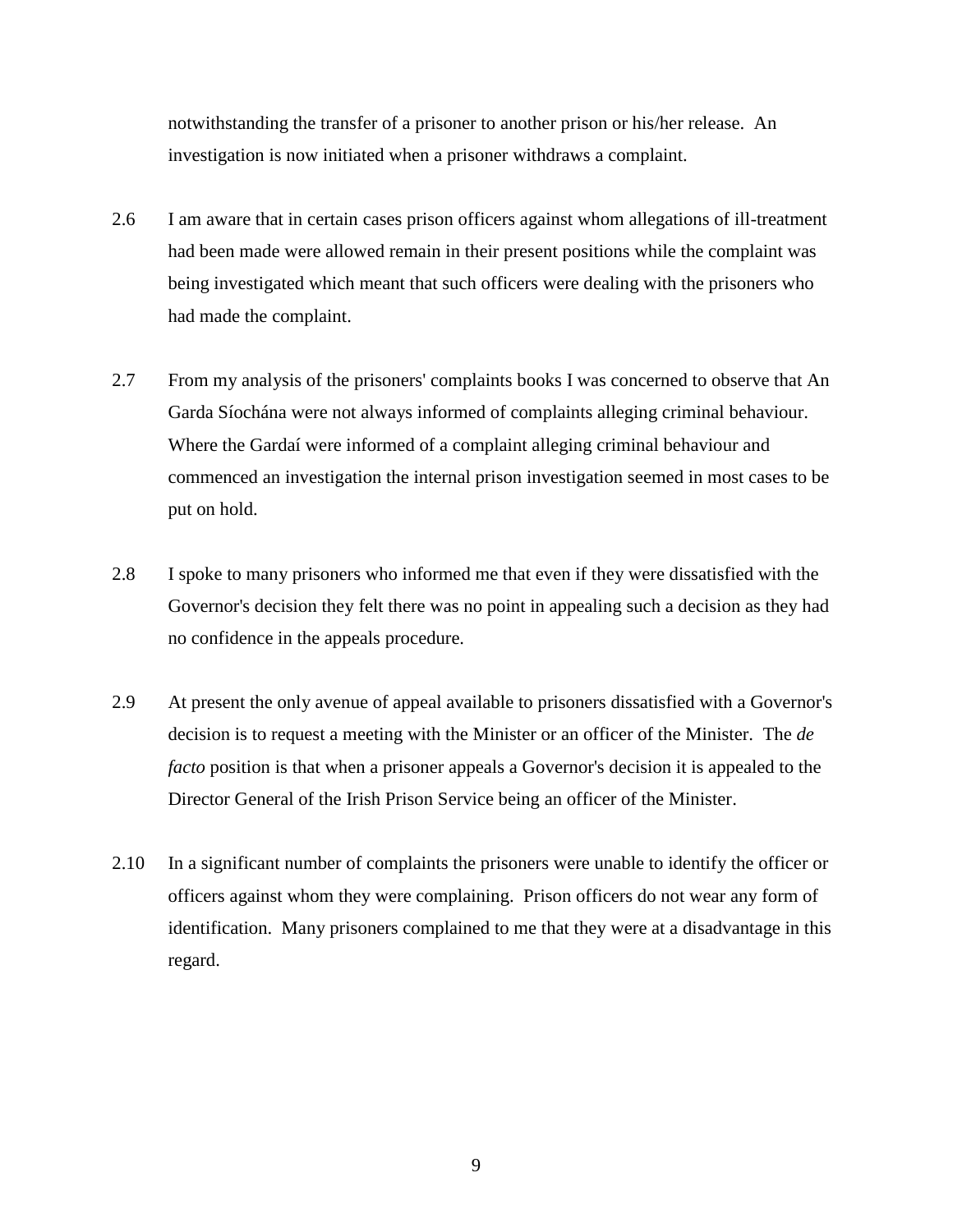notwithstanding the transfer of a prisoner to another prison or his/her release. An investigation is now initiated when a prisoner withdraws a complaint.

2.6 I am aware that in certain cases prison officers against whom allegations of ill-treatment had been made were allowed remain in their present positions while the complaint was being investigated which meant that such officers were dealing with the prisoners who had made the complaint.

2.7 From my analysis of the prisoners' complaints books I was concerned to observe that An Garda Síochána were not always informed of complaints alleging criminal behaviour. Where the Gardaí were informed of a complaint alleging criminal behaviour and commenced an investigation the internal prison investigation seemed in most cases to be put on hold.

2.8 I spoke to many prisoners who informed me that even if they were dissatisfied with the Governor's decision they felt there was no point in appealing such a decision as they had no confidence in the appeals procedure.

2.9 At present the only avenue of appeal available to prisoners dissatisfied with a Governor's decision is to request a meeting with the Minister or an officer of the Minister. The *de facto* position is that when a prisoner appeals a Governor's decision it is appealed to the Director General of the Irish Prison Service being an officer of the Minister.

2.10 In a significant number of complaints the prisoners were unable to identify the officer or officers against whom they were complaining. Prison officers do not wear any form of identification. Many prisoners complained to me that they were at a disadvantage in this regard.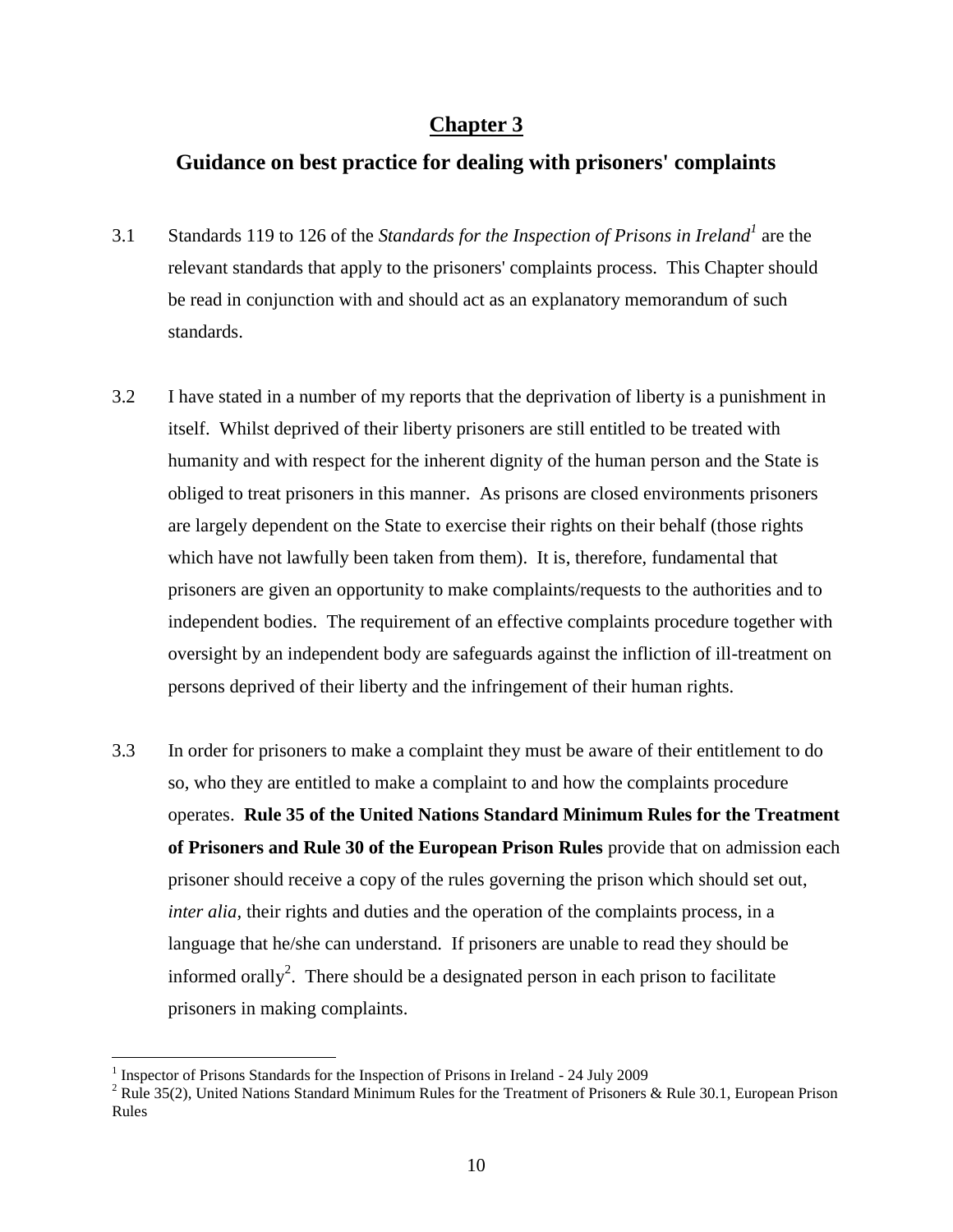## Chapter 3

## Guidance on best practice for dealing with prisoners' complaints

3.1 Standards 119 to 126 of the *Standards for the Inspection of Prisons in Ireland*[1] are the relevant standards that apply to the prisoners' complaints process. This Chapter should be read in conjunction with and should act as an explanatory memorandum of such standards.

3.2 I have stated in a number of my reports that the deprivation of liberty is a punishment in itself. Whilst deprived of their liberty prisoners are still entitled to be treated with humanity and with respect for the inherent dignity of the human person and the State is obliged to treat prisoners in this manner. As prisons are closed environments prisoners are largely dependent on the State to exercise their rights on their behalf (those rights which have not lawfully been taken from them). It is, therefore, fundamental that prisoners are given an opportunity to make complaints/requests to the authorities and to independent bodies. The requirement of an effective complaints procedure together with oversight by an independent body are safeguards against the infliction of ill-treatment on persons deprived of their liberty and the infringement of their human rights.

3.3 In order for prisoners to make a complaint they must be aware of their entitlement to do so, who they are entitled to make a complaint to and how the complaints procedure operates. **Rule 35 of the United Nations Standard Minimum Rules for the Treatment of Prisoners and Rule 30 of the European Prison Rules** provide that on admission each prisoner should receive a copy of the rules governing the prison which should set out, *inter alia*, their rights and duties and the operation of the complaints process, in a language that he/she can understand. If prisoners are unable to read they should be informed orally[2]. There should be a designated person in each prison to facilitate prisoners in making complaints.

---

[1] Inspector of Prisons Standards for the Inspection of Prisons in Ireland - 24 July 2009

[2] Rule 35(2), United Nations Standard Minimum Rules for the Treatment of Prisoners & Rule 30.1, European Prison Rules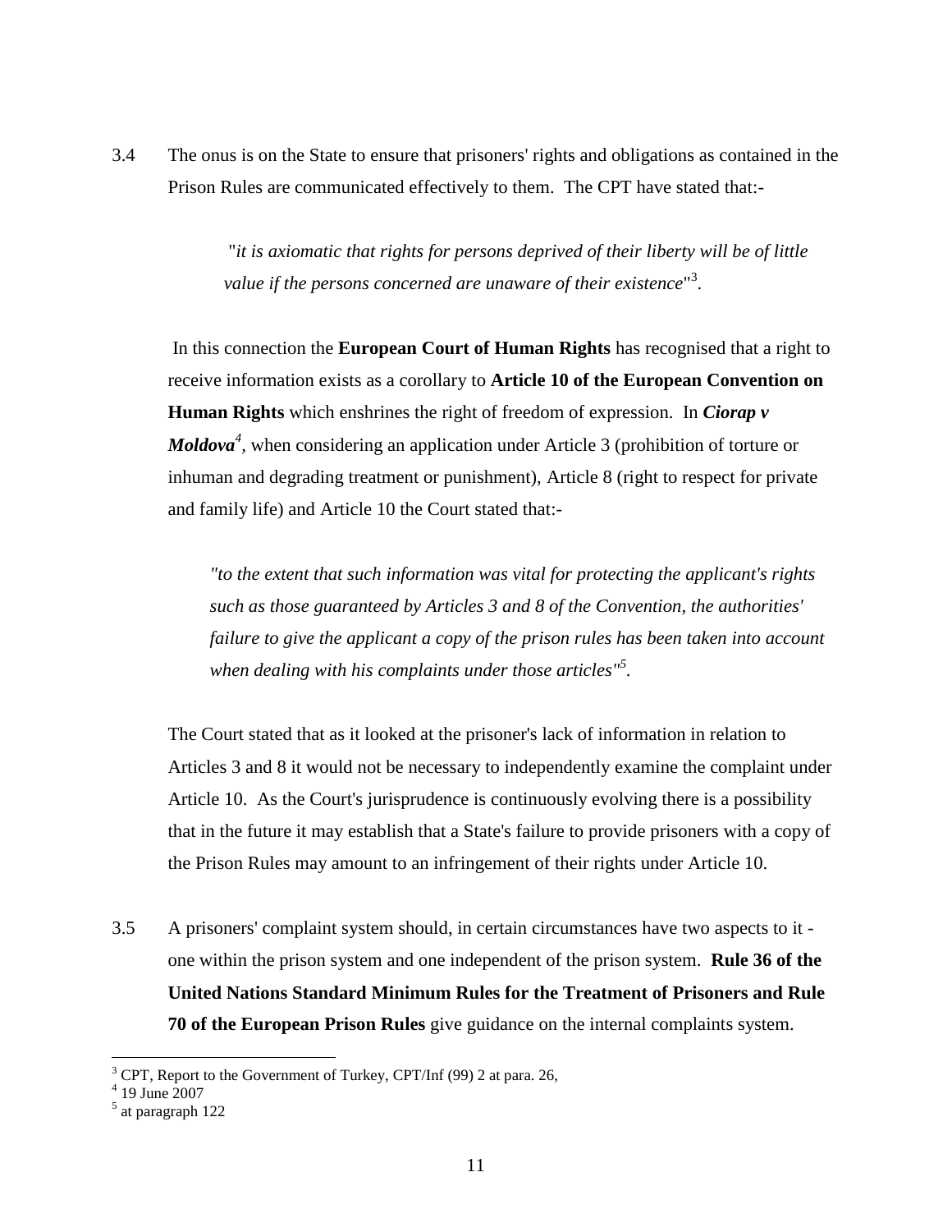3.4 The onus is on the State to ensure that prisoners' rights and obligations as contained in the Prison Rules are communicated effectively to them. The CPT have stated that:-

> "*it is axiomatic that rights for persons deprived of their liberty will be of little value if the persons concerned are unaware of their existence*"[3].

In this connection the **European Court of Human Rights** has recognised that a right to receive information exists as a corollary to **Article 10 of the European Convention on Human Rights** which enshrines the right of freedom of expression. In ***Ciorap v Moldova***[4], when considering an application under Article 3 (prohibition of torture or inhuman and degrading treatment or punishment), Article 8 (right to respect for private and family life) and Article 10 the Court stated that:-

> *"to the extent that such information was vital for protecting the applicant's rights such as those guaranteed by Articles 3 and 8 of the Convention, the authorities' failure to give the applicant a copy of the prison rules has been taken into account when dealing with his complaints under those articles"*[5].

The Court stated that as it looked at the prisoner's lack of information in relation to Articles 3 and 8 it would not be necessary to independently examine the complaint under Article 10. As the Court's jurisprudence is continuously evolving there is a possibility that in the future it may establish that a State's failure to provide prisoners with a copy of the Prison Rules may amount to an infringement of their rights under Article 10.

3.5 A prisoners' complaint system should, in certain circumstances have two aspects to it - one within the prison system and one independent of the prison system. **Rule 36 of the United Nations Standard Minimum Rules for the Treatment of Prisoners and Rule 70 of the European Prison Rules** give guidance on the internal complaints system.

---

[3] CPT, Report to the Government of Turkey, CPT/Inf (99) 2 at para. 26,

[4] 19 June 2007

[5] at paragraph 122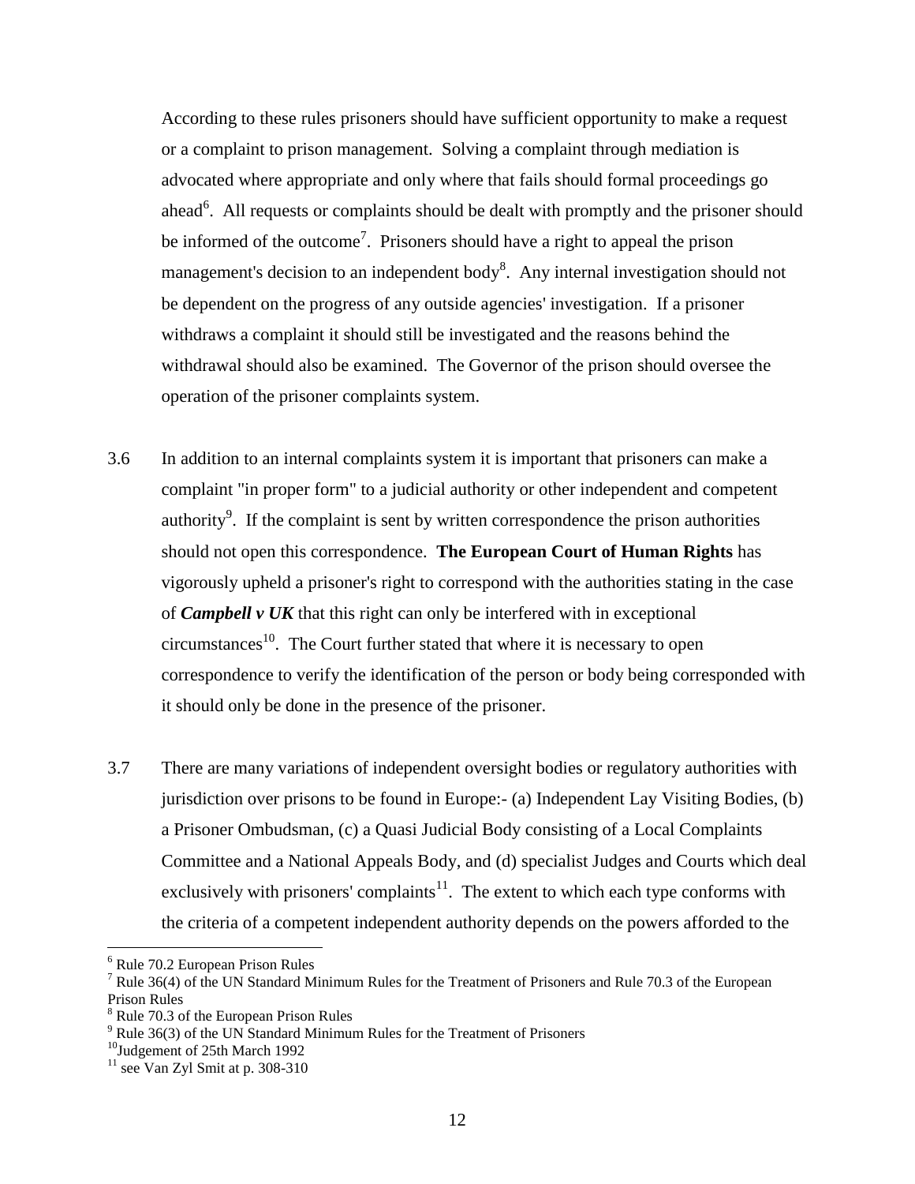According to these rules prisoners should have sufficient opportunity to make a request or a complaint to prison management. Solving a complaint through mediation is advocated where appropriate and only where that fails should formal proceedings go ahead[6]. All requests or complaints should be dealt with promptly and the prisoner should be informed of the outcome[7]. Prisoners should have a right to appeal the prison management's decision to an independent body[8]. Any internal investigation should not be dependent on the progress of any outside agencies' investigation. If a prisoner withdraws a complaint it should still be investigated and the reasons behind the withdrawal should also be examined. The Governor of the prison should oversee the operation of the prisoner complaints system.

3.6 In addition to an internal complaints system it is important that prisoners can make a complaint "in proper form" to a judicial authority or other independent and competent authority[9]. If the complaint is sent by written correspondence the prison authorities should not open this correspondence. **The European Court of Human Rights** has vigorously upheld a prisoner's right to correspond with the authorities stating in the case of ***Campbell v UK*** that this right can only be interfered with in exceptional circumstances[10]. The Court further stated that where it is necessary to open correspondence to verify the identification of the person or body being corresponded with it should only be done in the presence of the prisoner.

3.7 There are many variations of independent oversight bodies or regulatory authorities with jurisdiction over prisons to be found in Europe:- (a) Independent Lay Visiting Bodies, (b) a Prisoner Ombudsman, (c) a Quasi Judicial Body consisting of a Local Complaints Committee and a National Appeals Body, and (d) specialist Judges and Courts which deal exclusively with prisoners' complaints[11]. The extent to which each type conforms with the criteria of a competent independent authority depends on the powers afforded to the

---

[6] Rule 70.2 European Prison Rules

[7] Rule 36(4) of the UN Standard Minimum Rules for the Treatment of Prisoners and Rule 70.3 of the European Prison Rules

[8] Rule 70.3 of the European Prison Rules

[9] Rule 36(3) of the UN Standard Minimum Rules for the Treatment of Prisoners

[10] Judgement of 25th March 1992

[11] see Van Zyl Smit at p. 308-310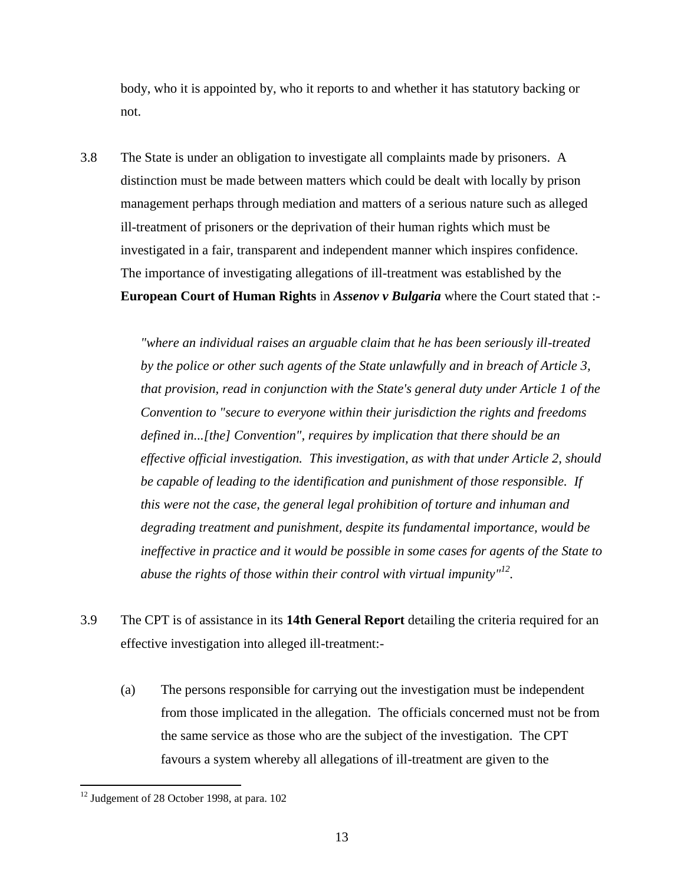body, who it is appointed by, who it reports to and whether it has statutory backing or not.

3.8 The State is under an obligation to investigate all complaints made by prisoners. A distinction must be made between matters which could be dealt with locally by prison management perhaps through mediation and matters of a serious nature such as alleged ill-treatment of prisoners or the deprivation of their human rights which must be investigated in a fair, transparent and independent manner which inspires confidence. The importance of investigating allegations of ill-treatment was established by the **European Court of Human Rights** in ***Assenov v Bulgaria*** where the Court stated that :-

> *"where an individual raises an arguable claim that he has been seriously ill-treated by the police or other such agents of the State unlawfully and in breach of Article 3, that provision, read in conjunction with the State's general duty under Article 1 of the Convention to "secure to everyone within their jurisdiction the rights and freedoms defined in...[the] Convention", requires by implication that there should be an effective official investigation. This investigation, as with that under Article 2, should be capable of leading to the identification and punishment of those responsible. If this were not the case, the general legal prohibition of torture and inhuman and degrading treatment and punishment, despite its fundamental importance, would be ineffective in practice and it would be possible in some cases for agents of the State to abuse the rights of those within their control with virtual impunity"*[12].

3.9 The CPT is of assistance in its **14th General Report** detailing the criteria required for an effective investigation into alleged ill-treatment:-

(a) The persons responsible for carrying out the investigation must be independent from those implicated in the allegation. The officials concerned must not be from the same service as those who are the subject of the investigation. The CPT favours a system whereby all allegations of ill-treatment are given to the

[12] Judgement of 28 October 1998, at para. 102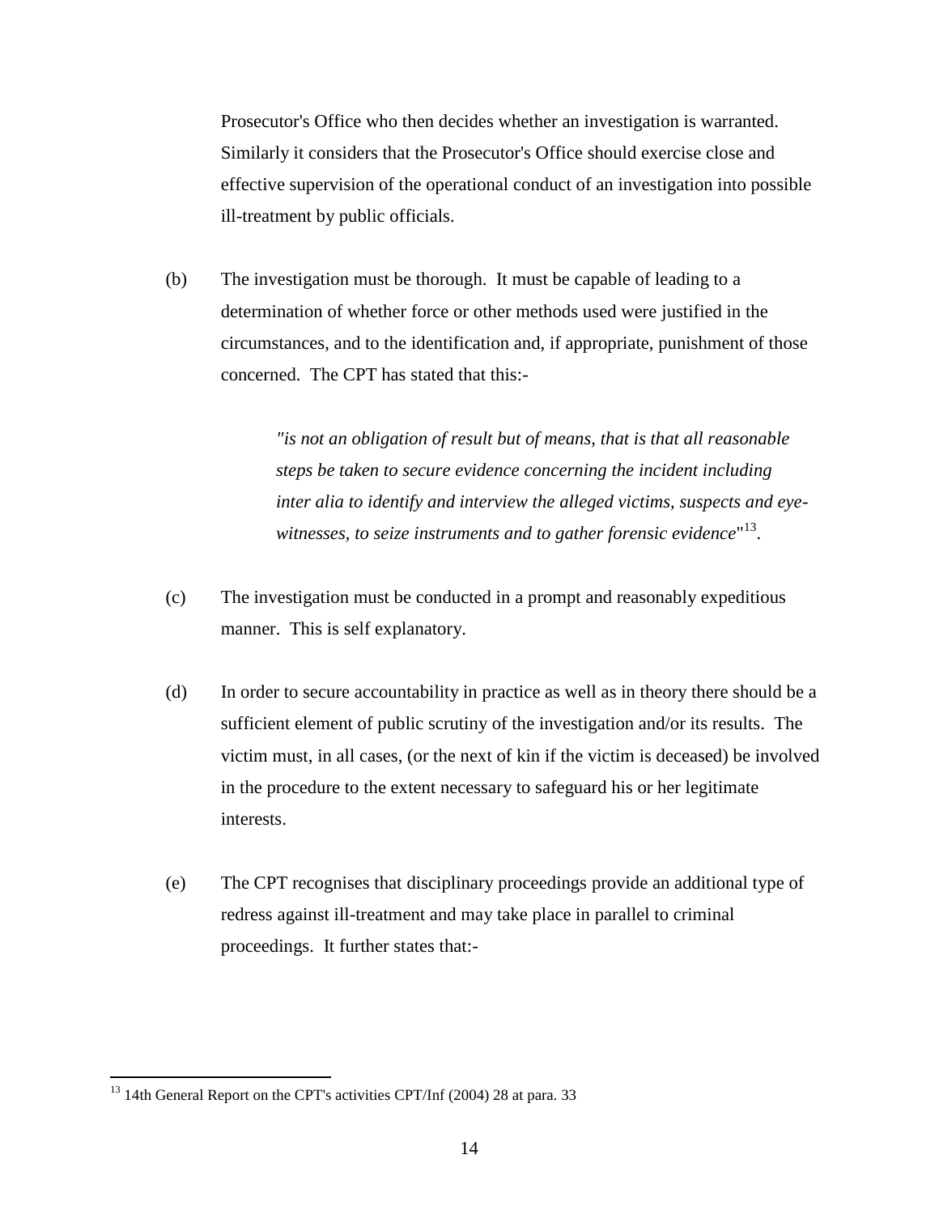Prosecutor's Office who then decides whether an investigation is warranted. Similarly it considers that the Prosecutor's Office should exercise close and effective supervision of the operational conduct of an investigation into possible ill-treatment by public officials.

(b) The investigation must be thorough. It must be capable of leading to a determination of whether force or other methods used were justified in the circumstances, and to the identification and, if appropriate, punishment of those concerned. The CPT has stated that this:-

> *"is not an obligation of result but of means, that is that all reasonable steps be taken to secure evidence concerning the incident including inter alia to identify and interview the alleged victims, suspects and eye-witnesses, to seize instruments and to gather forensic evidence*"[13].

(c) The investigation must be conducted in a prompt and reasonably expeditious manner. This is self explanatory.

(d) In order to secure accountability in practice as well as in theory there should be a sufficient element of public scrutiny of the investigation and/or its results. The victim must, in all cases, (or the next of kin if the victim is deceased) be involved in the procedure to the extent necessary to safeguard his or her legitimate interests.

(e) The CPT recognises that disciplinary proceedings provide an additional type of redress against ill-treatment and may take place in parallel to criminal proceedings. It further states that:-

---

[13] 14th General Report on the CPT's activities CPT/Inf (2004) 28 at para. 33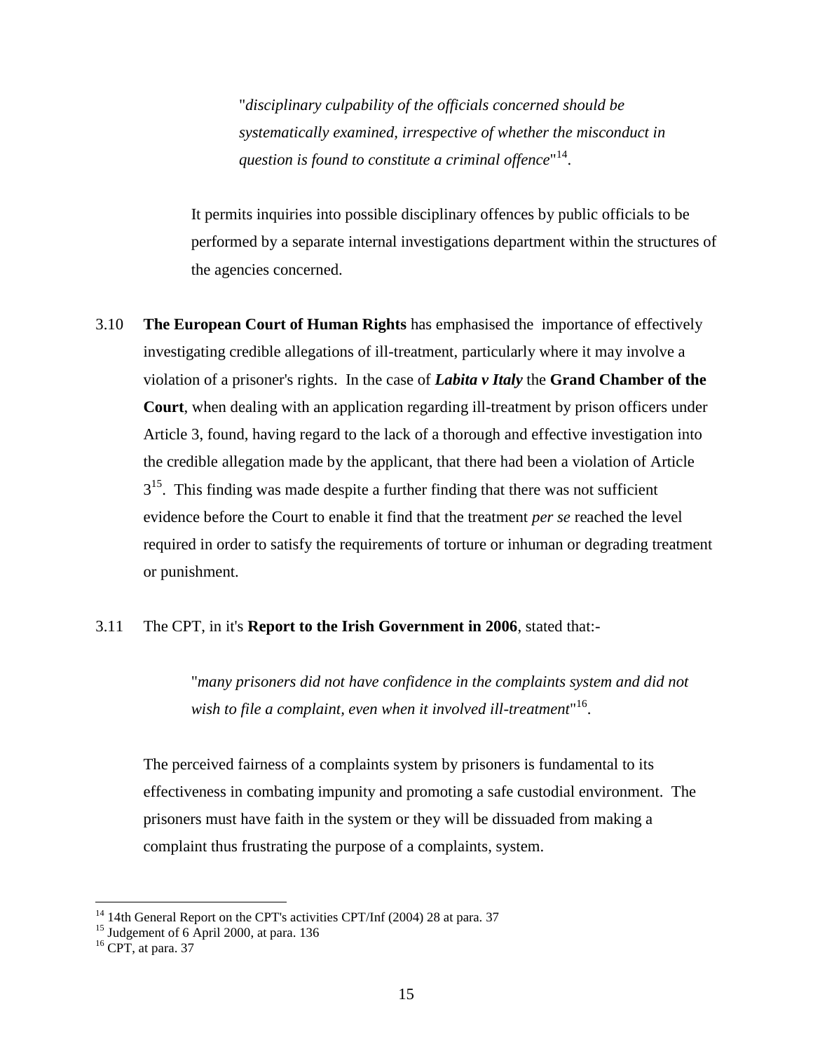> "*disciplinary culpability of the officials concerned should be systematically examined, irrespective of whether the misconduct in question is found to constitute a criminal offence*"[14].

It permits inquiries into possible disciplinary offences by public officials to be performed by a separate internal investigations department within the structures of the agencies concerned.

3.10 **The European Court of Human Rights** has emphasised the importance of effectively investigating credible allegations of ill-treatment, particularly where it may involve a violation of a prisoner's rights. In the case of ***Labita v Italy*** the **Grand Chamber of the Court**, when dealing with an application regarding ill-treatment by prison officers under Article 3, found, having regard to the lack of a thorough and effective investigation into the credible allegation made by the applicant, that there had been a violation of Article 3[15]. This finding was made despite a further finding that there was not sufficient evidence before the Court to enable it find that the treatment *per se* reached the level required in order to satisfy the requirements of torture or inhuman or degrading treatment or punishment.

3.11 The CPT, in it's **Report to the Irish Government in 2006**, stated that:-

> "*many prisoners did not have confidence in the complaints system and did not wish to file a complaint, even when it involved ill-treatment*"[16].

The perceived fairness of a complaints system by prisoners is fundamental to its effectiveness in combating impunity and promoting a safe custodial environment. The prisoners must have faith in the system or they will be dissuaded from making a complaint thus frustrating the purpose of a complaints, system.

---

[14] 14th General Report on the CPT's activities CPT/Inf (2004) 28 at para. 37

[15] Judgement of 6 April 2000, at para. 136

[16] CPT, at para. 37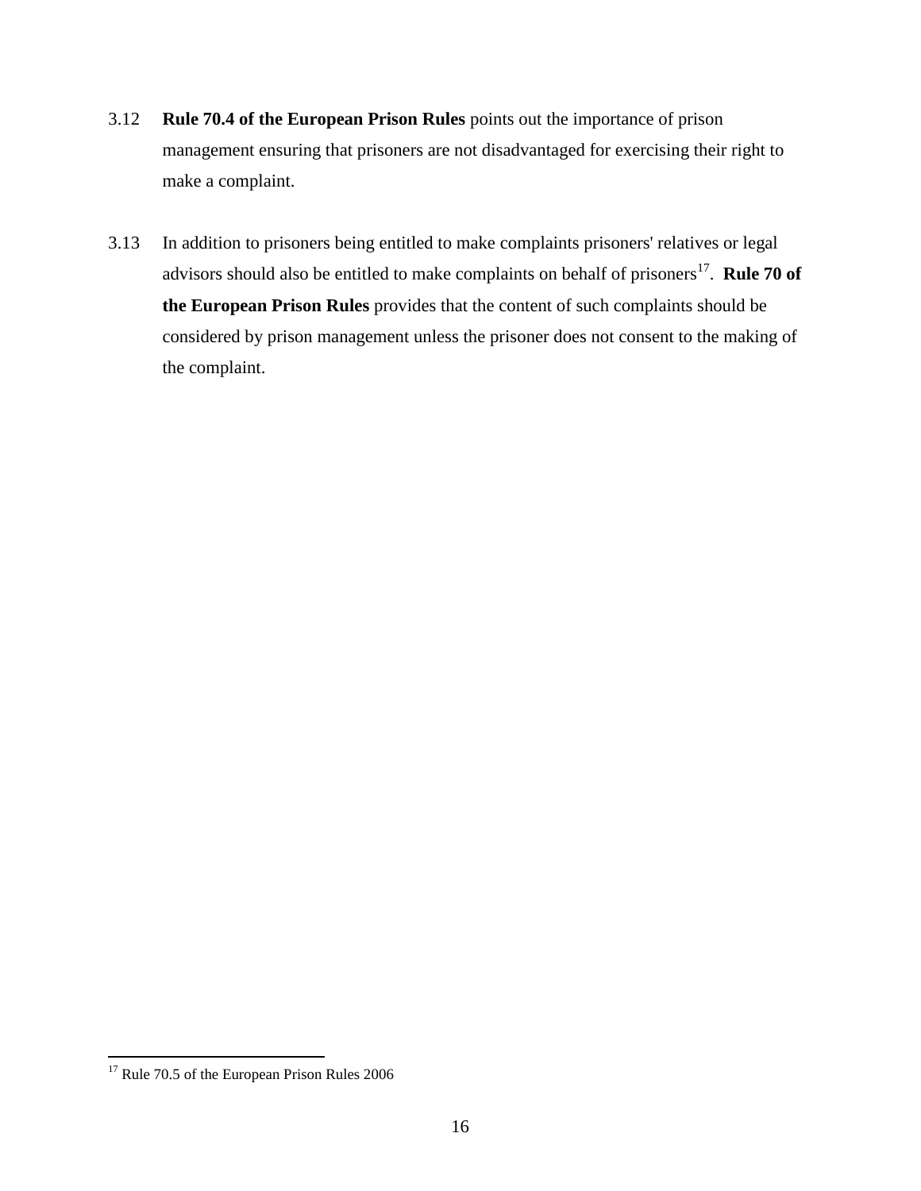3.12 **Rule 70.4 of the European Prison Rules** points out the importance of prison management ensuring that prisoners are not disadvantaged for exercising their right to make a complaint.

3.13 In addition to prisoners being entitled to make complaints prisoners' relatives or legal advisors should also be entitled to make complaints on behalf of prisoners[17]. **Rule 70 of the European Prison Rules** provides that the content of such complaints should be considered by prison management unless the prisoner does not consent to the making of the complaint.

---

[17] Rule 70.5 of the European Prison Rules 2006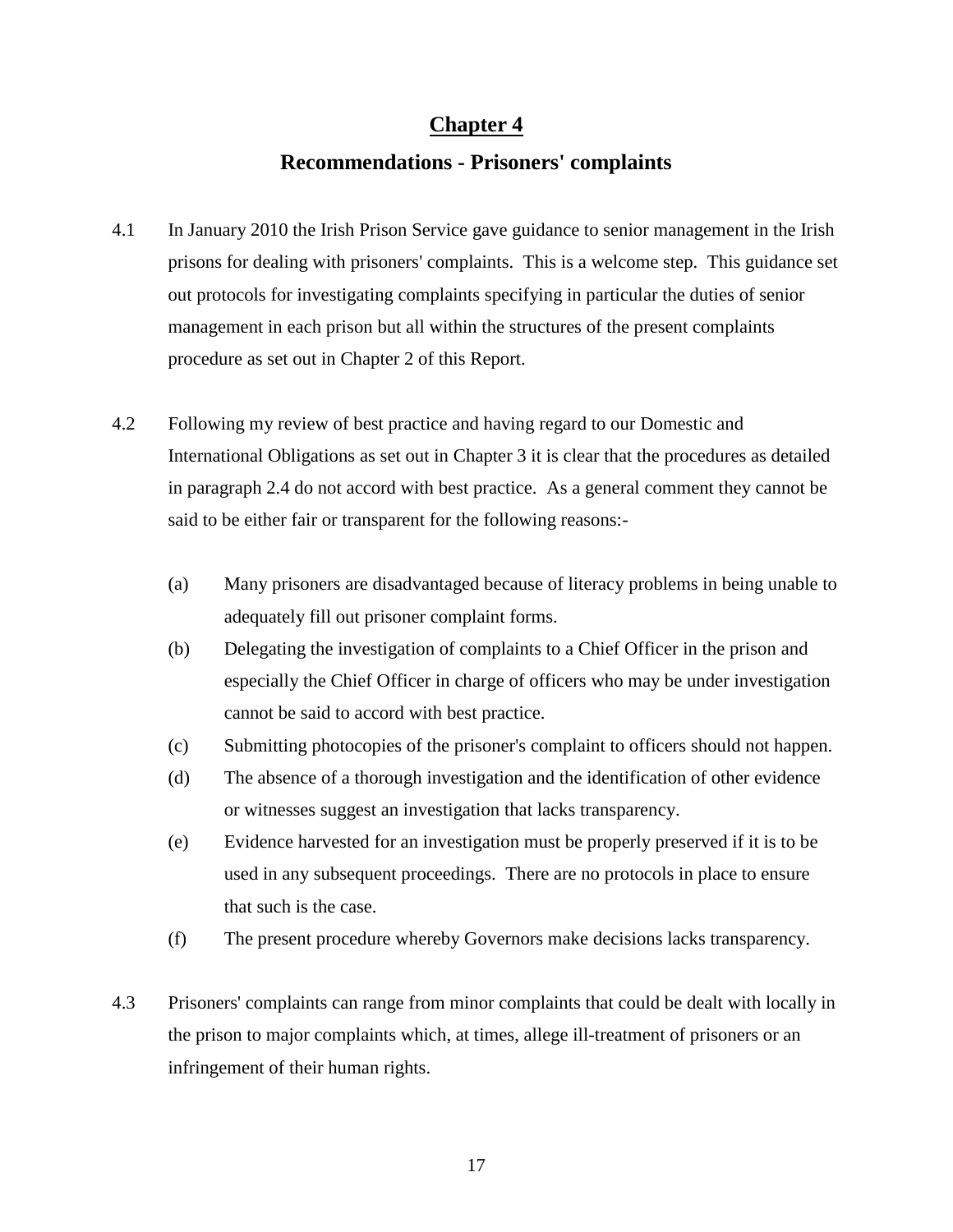# Chapter 4

## Recommendations - Prisoners' complaints

4.1 In January 2010 the Irish Prison Service gave guidance to senior management in the Irish prisons for dealing with prisoners' complaints. This is a welcome step. This guidance set out protocols for investigating complaints specifying in particular the duties of senior management in each prison but all within the structures of the present complaints procedure as set out in Chapter 2 of this Report.

4.2 Following my review of best practice and having regard to our Domestic and International Obligations as set out in Chapter 3 it is clear that the procedures as detailed in paragraph 2.4 do not accord with best practice. As a general comment they cannot be said to be either fair or transparent for the following reasons:-

(a) Many prisoners are disadvantaged because of literacy problems in being unable to adequately fill out prisoner complaint forms.

(b) Delegating the investigation of complaints to a Chief Officer in the prison and especially the Chief Officer in charge of officers who may be under investigation cannot be said to accord with best practice.

(c) Submitting photocopies of the prisoner's complaint to officers should not happen.

(d) The absence of a thorough investigation and the identification of other evidence or witnesses suggest an investigation that lacks transparency.

(e) Evidence harvested for an investigation must be properly preserved if it is to be used in any subsequent proceedings. There are no protocols in place to ensure that such is the case.

(f) The present procedure whereby Governors make decisions lacks transparency.

4.3 Prisoners' complaints can range from minor complaints that could be dealt with locally in the prison to major complaints which, at times, allege ill-treatment of prisoners or an infringement of their human rights.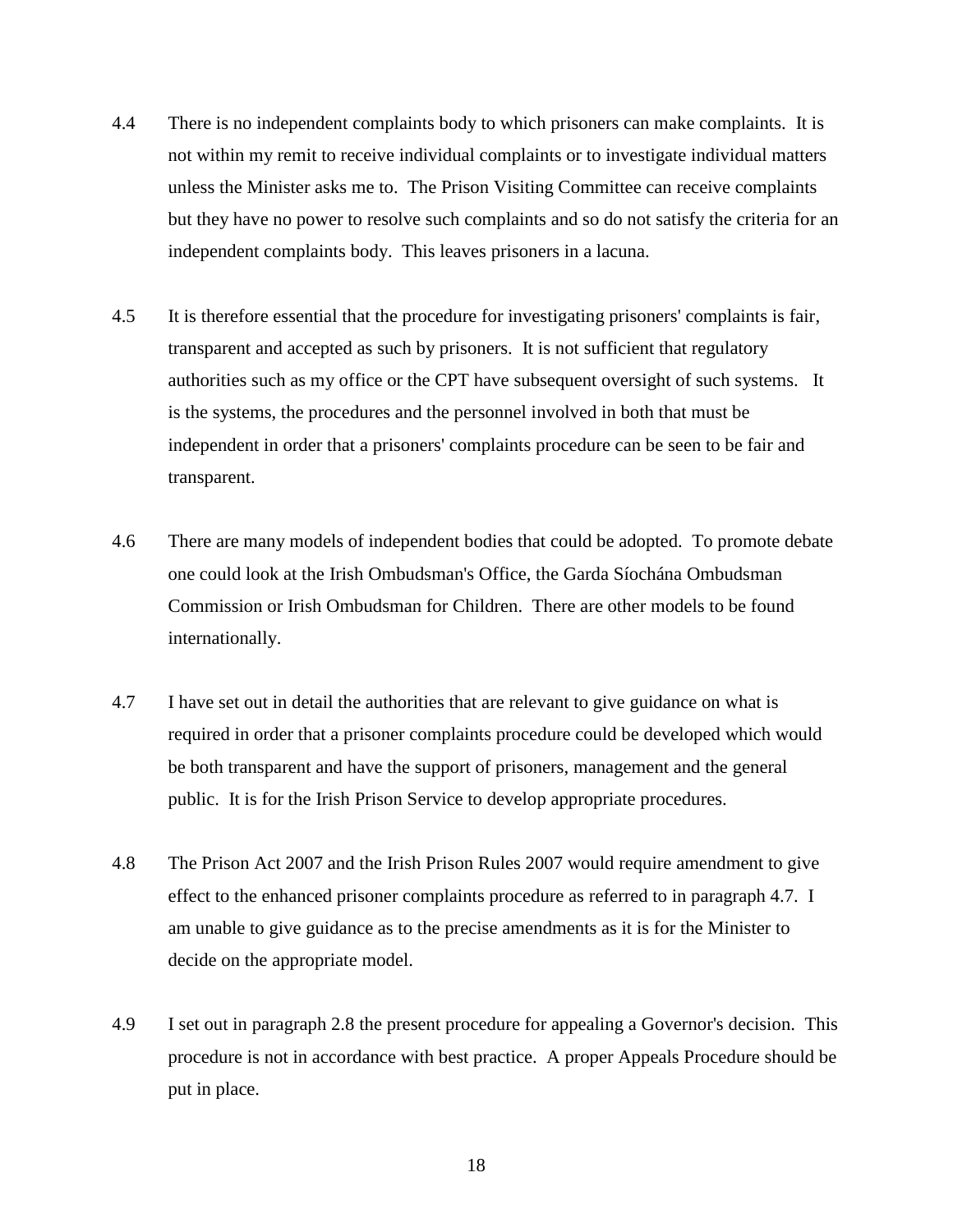4.4 There is no independent complaints body to which prisoners can make complaints. It is not within my remit to receive individual complaints or to investigate individual matters unless the Minister asks me to. The Prison Visiting Committee can receive complaints but they have no power to resolve such complaints and so do not satisfy the criteria for an independent complaints body. This leaves prisoners in a lacuna.

4.5 It is therefore essential that the procedure for investigating prisoners' complaints is fair, transparent and accepted as such by prisoners. It is not sufficient that regulatory authorities such as my office or the CPT have subsequent oversight of such systems. It is the systems, the procedures and the personnel involved in both that must be independent in order that a prisoners' complaints procedure can be seen to be fair and transparent.

4.6 There are many models of independent bodies that could be adopted. To promote debate one could look at the Irish Ombudsman's Office, the Garda Síochána Ombudsman Commission or Irish Ombudsman for Children. There are other models to be found internationally.

4.7 I have set out in detail the authorities that are relevant to give guidance on what is required in order that a prisoner complaints procedure could be developed which would be both transparent and have the support of prisoners, management and the general public. It is for the Irish Prison Service to develop appropriate procedures.

4.8 The Prison Act 2007 and the Irish Prison Rules 2007 would require amendment to give effect to the enhanced prisoner complaints procedure as referred to in paragraph 4.7. I am unable to give guidance as to the precise amendments as it is for the Minister to decide on the appropriate model.

4.9 I set out in paragraph 2.8 the present procedure for appealing a Governor's decision. This procedure is not in accordance with best practice. A proper Appeals Procedure should be put in place.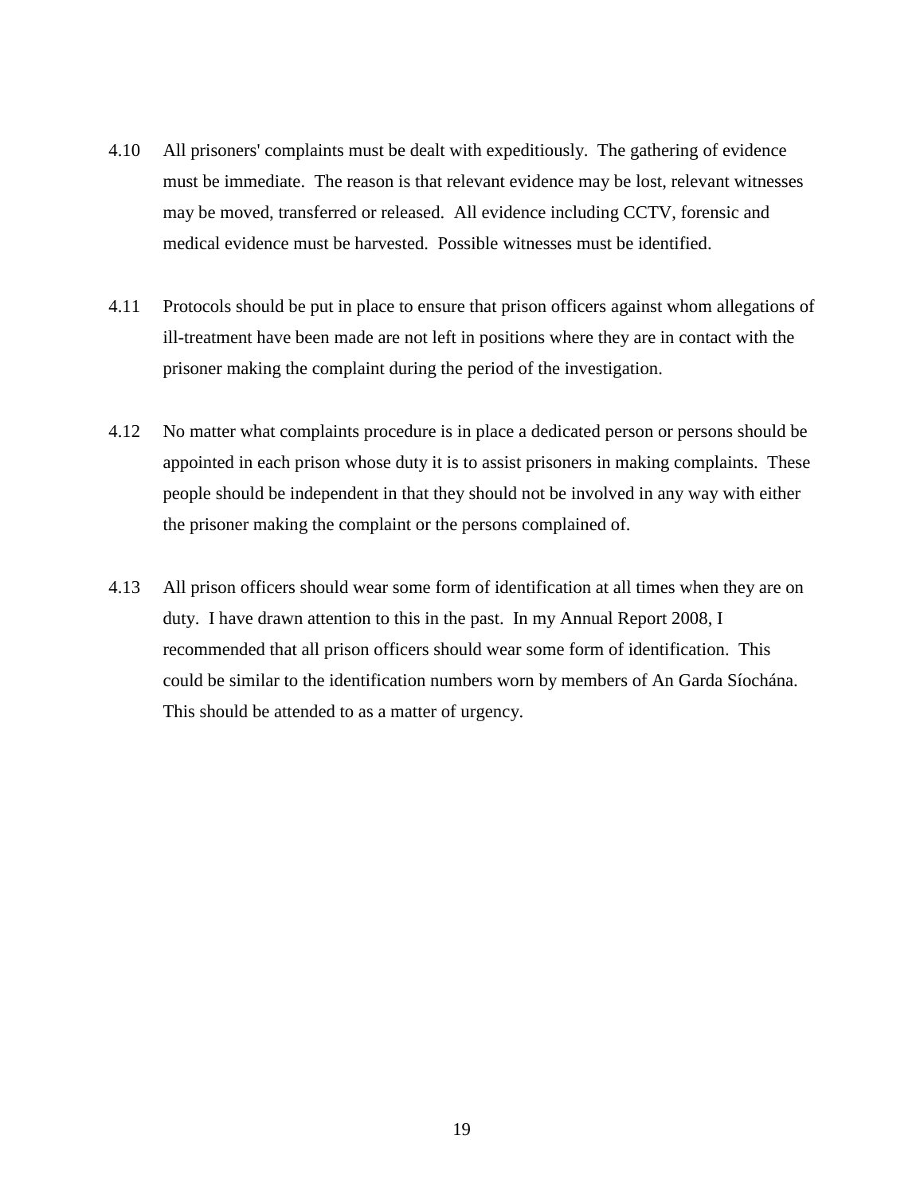4.10 All prisoners' complaints must be dealt with expeditiously. The gathering of evidence must be immediate. The reason is that relevant evidence may be lost, relevant witnesses may be moved, transferred or released. All evidence including CCTV, forensic and medical evidence must be harvested. Possible witnesses must be identified.

4.11 Protocols should be put in place to ensure that prison officers against whom allegations of ill-treatment have been made are not left in positions where they are in contact with the prisoner making the complaint during the period of the investigation.

4.12 No matter what complaints procedure is in place a dedicated person or persons should be appointed in each prison whose duty it is to assist prisoners in making complaints. These people should be independent in that they should not be involved in any way with either the prisoner making the complaint or the persons complained of.

4.13 All prison officers should wear some form of identification at all times when they are on duty. I have drawn attention to this in the past. In my Annual Report 2008, I recommended that all prison officers should wear some form of identification. This could be similar to the identification numbers worn by members of An Garda Síochána. This should be attended to as a matter of urgency.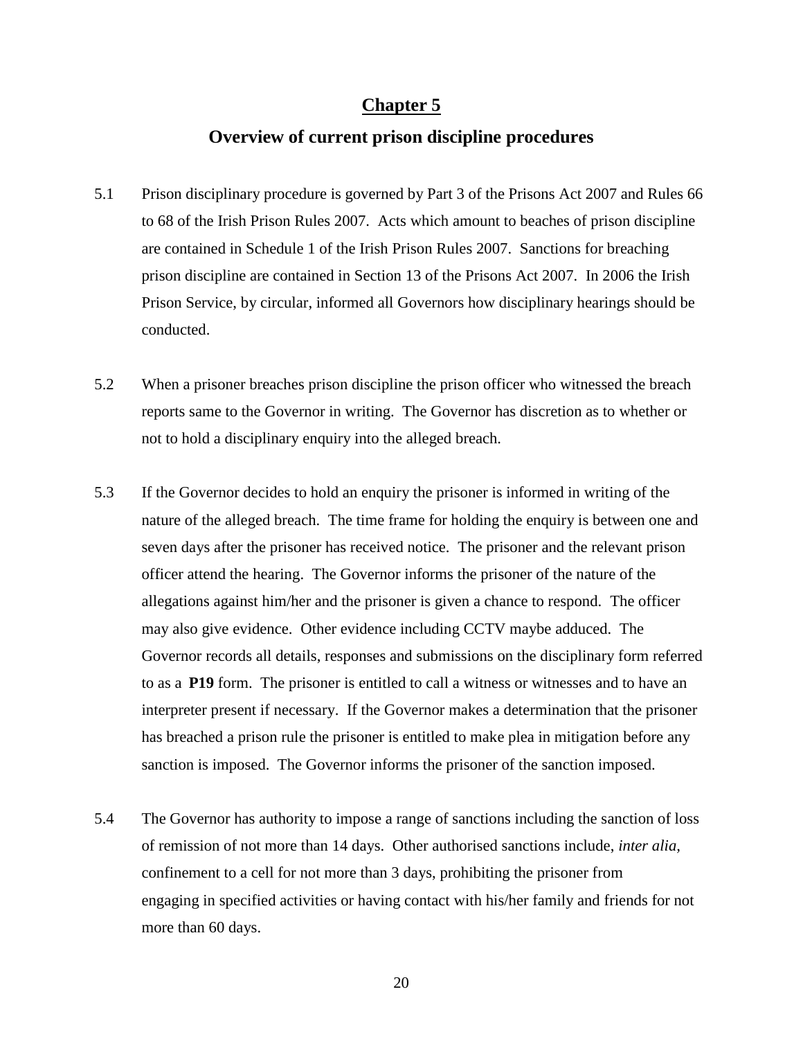# Chapter 5

## Overview of current prison discipline procedures

5.1 Prison disciplinary procedure is governed by Part 3 of the Prisons Act 2007 and Rules 66 to 68 of the Irish Prison Rules 2007. Acts which amount to beaches of prison discipline are contained in Schedule 1 of the Irish Prison Rules 2007. Sanctions for breaching prison discipline are contained in Section 13 of the Prisons Act 2007. In 2006 the Irish Prison Service, by circular, informed all Governors how disciplinary hearings should be conducted.

5.2 When a prisoner breaches prison discipline the prison officer who witnessed the breach reports same to the Governor in writing. The Governor has discretion as to whether or not to hold a disciplinary enquiry into the alleged breach.

5.3 If the Governor decides to hold an enquiry the prisoner is informed in writing of the nature of the alleged breach. The time frame for holding the enquiry is between one and seven days after the prisoner has received notice. The prisoner and the relevant prison officer attend the hearing. The Governor informs the prisoner of the nature of the allegations against him/her and the prisoner is given a chance to respond. The officer may also give evidence. Other evidence including CCTV maybe adduced. The Governor records all details, responses and submissions on the disciplinary form referred to as a **P19** form. The prisoner is entitled to call a witness or witnesses and to have an interpreter present if necessary. If the Governor makes a determination that the prisoner has breached a prison rule the prisoner is entitled to make plea in mitigation before any sanction is imposed. The Governor informs the prisoner of the sanction imposed.

5.4 The Governor has authority to impose a range of sanctions including the sanction of loss of remission of not more than 14 days. Other authorised sanctions include, *inter alia,* confinement to a cell for not more than 3 days, prohibiting the prisoner from engaging in specified activities or having contact with his/her family and friends for not more than 60 days.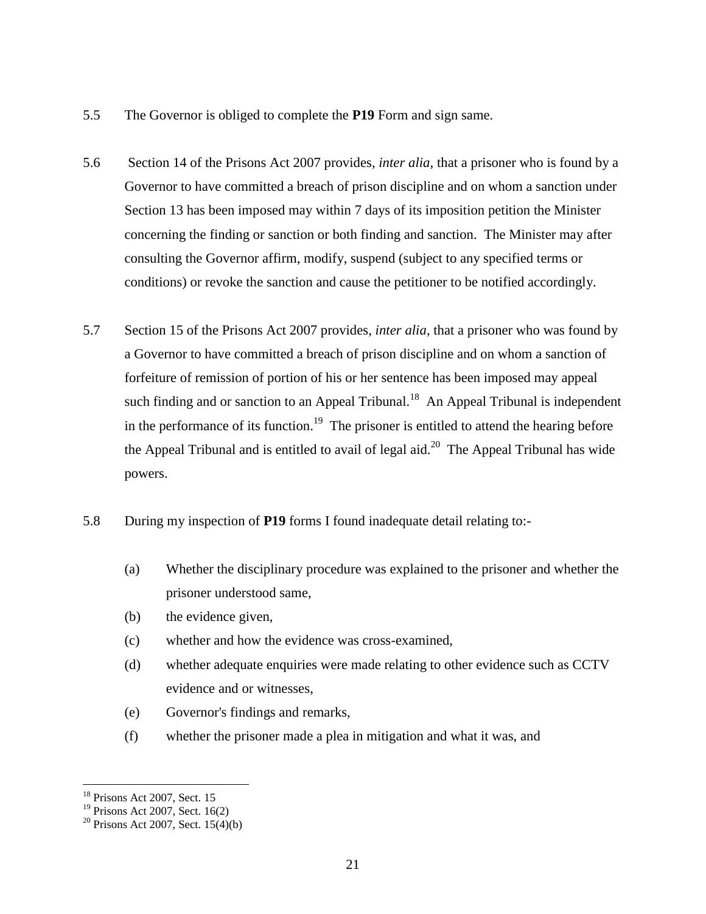5.5 The Governor is obliged to complete the **P19** Form and sign same.

5.6 Section 14 of the Prisons Act 2007 provides, *inter alia*, that a prisoner who is found by a Governor to have committed a breach of prison discipline and on whom a sanction under Section 13 has been imposed may within 7 days of its imposition petition the Minister concerning the finding or sanction or both finding and sanction. The Minister may after consulting the Governor affirm, modify, suspend (subject to any specified terms or conditions) or revoke the sanction and cause the petitioner to be notified accordingly.

5.7 Section 15 of the Prisons Act 2007 provides, *inter alia*, that a prisoner who was found by a Governor to have committed a breach of prison discipline and on whom a sanction of forfeiture of remission of portion of his or her sentence has been imposed may appeal such finding and or sanction to an Appeal Tribunal.[18] An Appeal Tribunal is independent in the performance of its function.[19] The prisoner is entitled to attend the hearing before the Appeal Tribunal and is entitled to avail of legal aid.[20] The Appeal Tribunal has wide powers.

5.8 During my inspection of **P19** forms I found inadequate detail relating to:-

(a) Whether the disciplinary procedure was explained to the prisoner and whether the prisoner understood same,

(b) the evidence given,

(c) whether and how the evidence was cross-examined,

(d) whether adequate enquiries were made relating to other evidence such as CCTV evidence and or witnesses,

(e) Governor's findings and remarks,

(f) whether the prisoner made a plea in mitigation and what it was, and

---

[18] Prisons Act 2007, Sect. 15

[19] Prisons Act 2007, Sect. 16(2)

[20] Prisons Act 2007, Sect. 15(4)(b)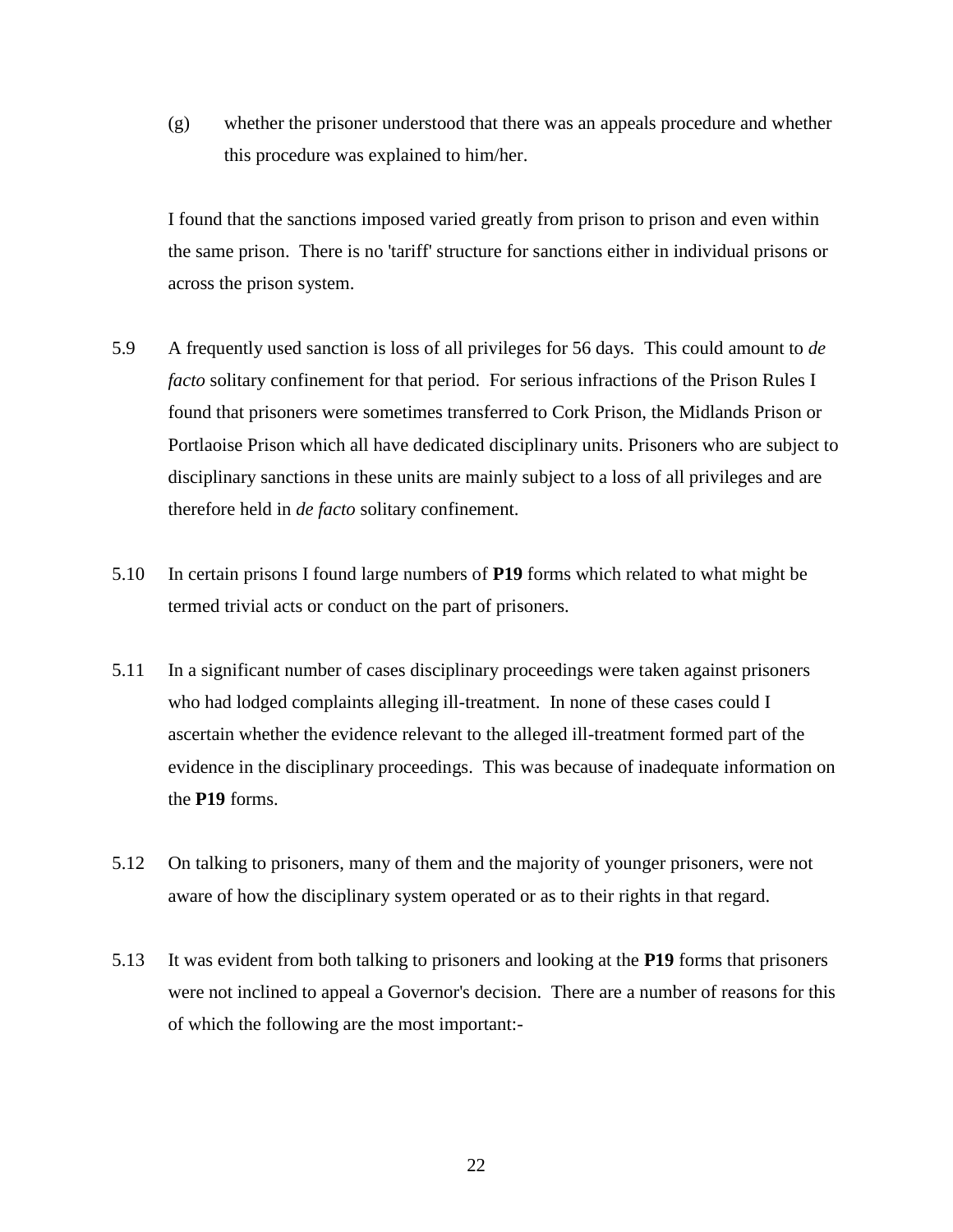(g) whether the prisoner understood that there was an appeals procedure and whether this procedure was explained to him/her.

I found that the sanctions imposed varied greatly from prison to prison and even within the same prison. There is no 'tariff' structure for sanctions either in individual prisons or across the prison system.

5.9 A frequently used sanction is loss of all privileges for 56 days. This could amount to *de facto* solitary confinement for that period. For serious infractions of the Prison Rules I found that prisoners were sometimes transferred to Cork Prison, the Midlands Prison or Portlaoise Prison which all have dedicated disciplinary units. Prisoners who are subject to disciplinary sanctions in these units are mainly subject to a loss of all privileges and are therefore held in *de facto* solitary confinement.

5.10 In certain prisons I found large numbers of **P19** forms which related to what might be termed trivial acts or conduct on the part of prisoners.

5.11 In a significant number of cases disciplinary proceedings were taken against prisoners who had lodged complaints alleging ill-treatment. In none of these cases could I ascertain whether the evidence relevant to the alleged ill-treatment formed part of the evidence in the disciplinary proceedings. This was because of inadequate information on the **P19** forms.

5.12 On talking to prisoners, many of them and the majority of younger prisoners, were not aware of how the disciplinary system operated or as to their rights in that regard.

5.13 It was evident from both talking to prisoners and looking at the **P19** forms that prisoners were not inclined to appeal a Governor's decision. There are a number of reasons for this of which the following are the most important:-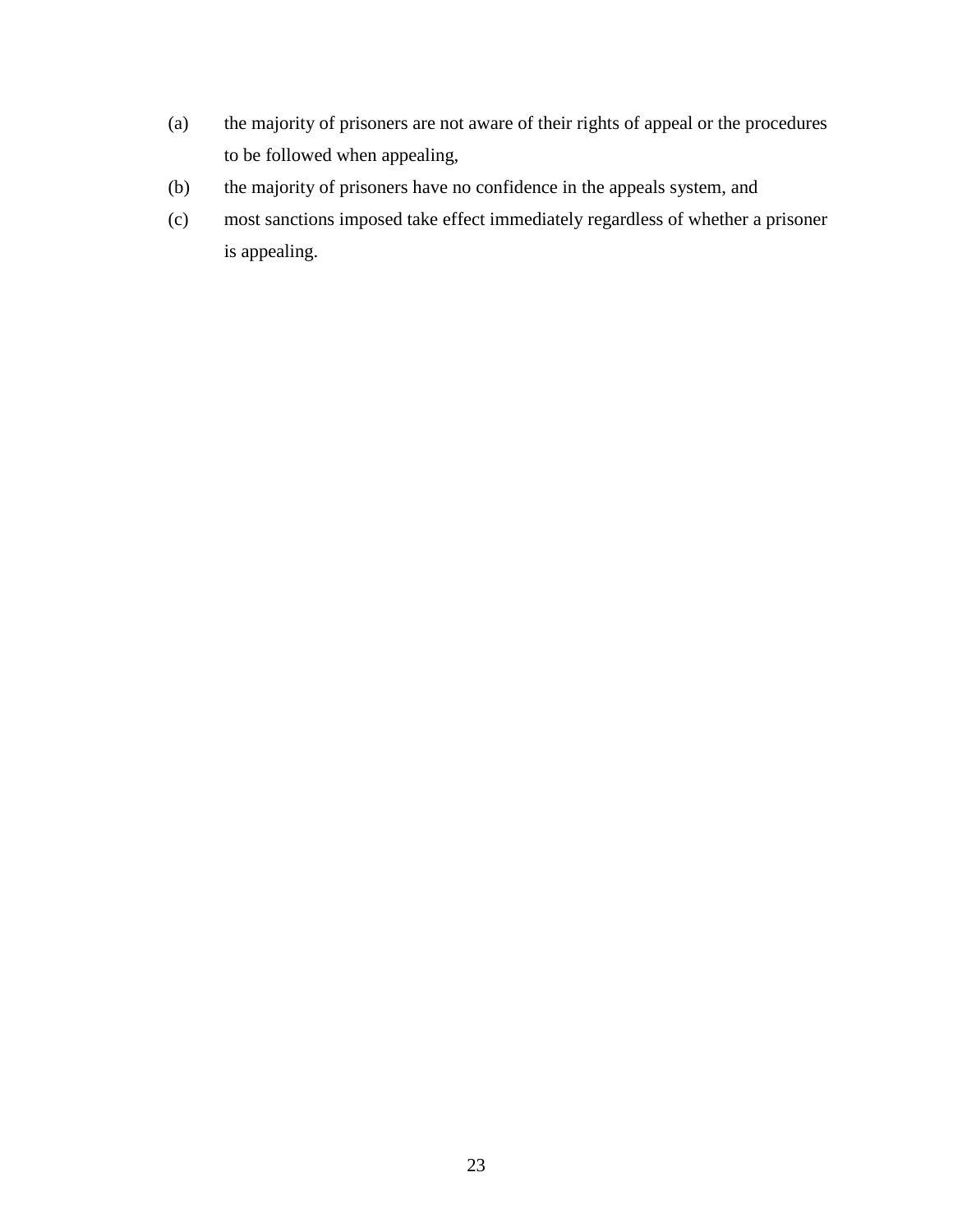(a) the majority of prisoners are not aware of their rights of appeal or the procedures to be followed when appealing,

(b) the majority of prisoners have no confidence in the appeals system, and

(c) most sanctions imposed take effect immediately regardless of whether a prisoner is appealing.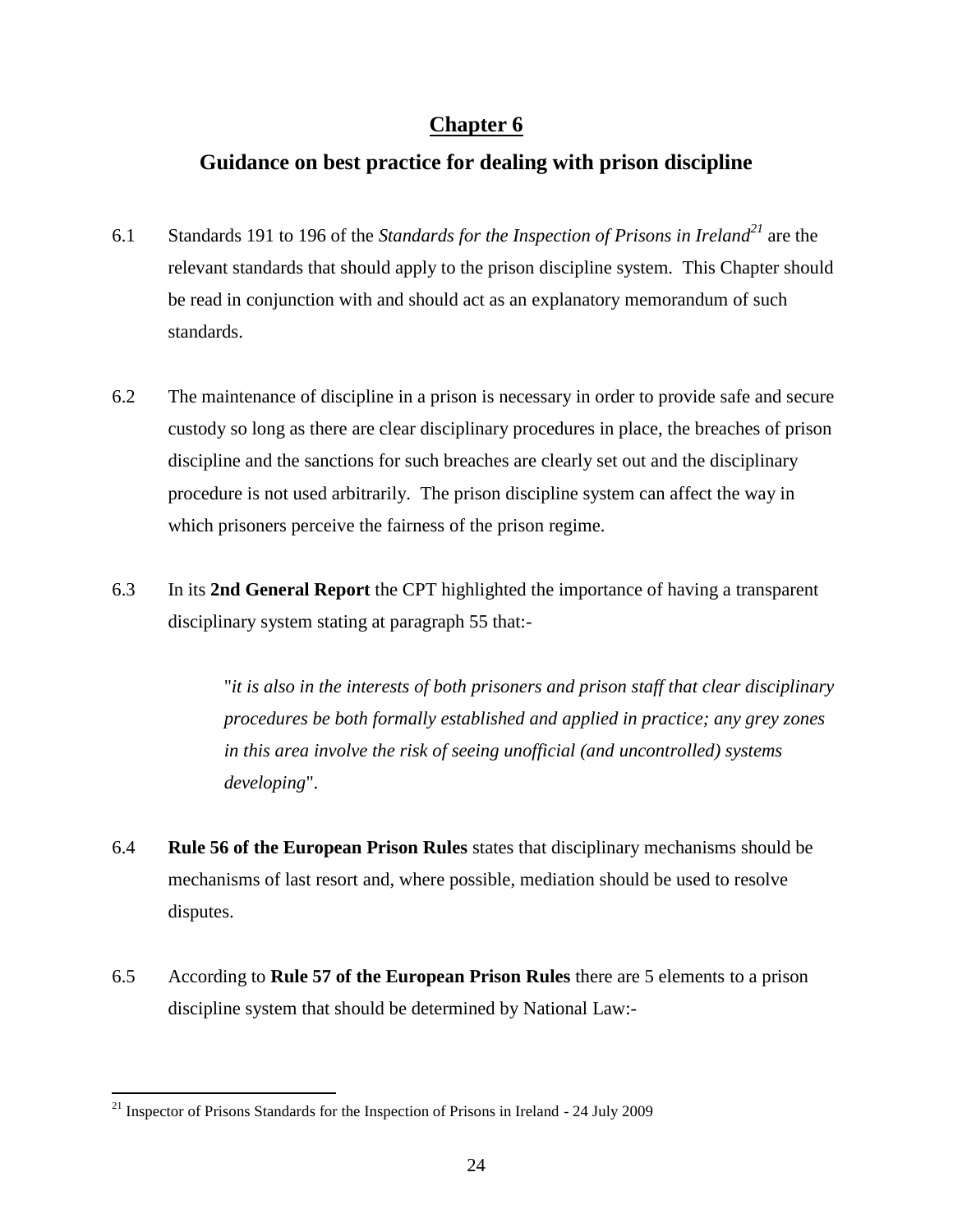# Chapter 6

## Guidance on best practice for dealing with prison discipline

6.1 Standards 191 to 196 of the *Standards for the Inspection of Prisons in Ireland*[21] are the relevant standards that should apply to the prison discipline system. This Chapter should be read in conjunction with and should act as an explanatory memorandum of such standards.

6.2 The maintenance of discipline in a prison is necessary in order to provide safe and secure custody so long as there are clear disciplinary procedures in place, the breaches of prison discipline and the sanctions for such breaches are clearly set out and the disciplinary procedure is not used arbitrarily. The prison discipline system can affect the way in which prisoners perceive the fairness of the prison regime.

6.3 In its **2nd General Report** the CPT highlighted the importance of having a transparent disciplinary system stating at paragraph 55 that:-

> "*it is also in the interests of both prisoners and prison staff that clear disciplinary procedures be both formally established and applied in practice; any grey zones in this area involve the risk of seeing unofficial (and uncontrolled) systems developing*".

6.4 **Rule 56 of the European Prison Rules** states that disciplinary mechanisms should be mechanisms of last resort and, where possible, mediation should be used to resolve disputes.

6.5 According to **Rule 57 of the European Prison Rules** there are 5 elements to a prison discipline system that should be determined by National Law:-

---

[21] Inspector of Prisons Standards for the Inspection of Prisons in Ireland - 24 July 2009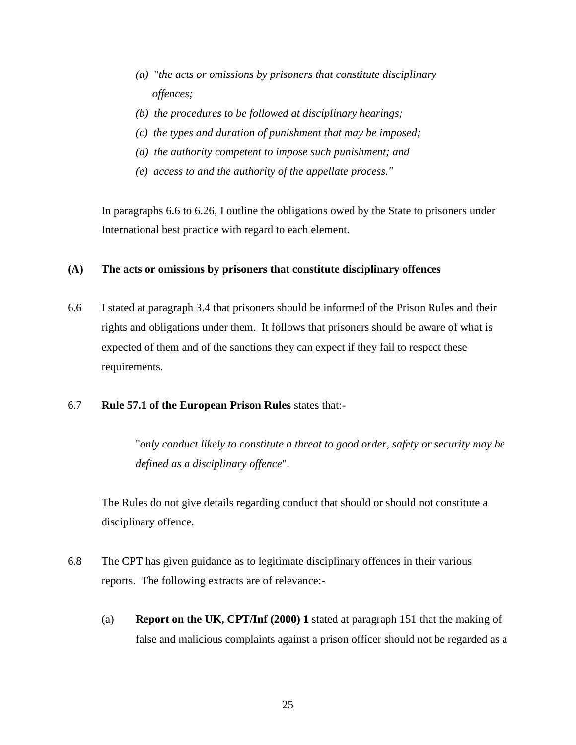*(a) "the acts or omissions by prisoners that constitute disciplinary offences;*

*(b) the procedures to be followed at disciplinary hearings;*

*(c) the types and duration of punishment that may be imposed;*

*(d) the authority competent to impose such punishment; and*

*(e) access to and the authority of the appellate process."*

In paragraphs 6.6 to 6.26, I outline the obligations owed by the State to prisoners under International best practice with regard to each element.

**(A) The acts or omissions by prisoners that constitute disciplinary offences**

6.6 I stated at paragraph 3.4 that prisoners should be informed of the Prison Rules and their rights and obligations under them. It follows that prisoners should be aware of what is expected of them and of the sanctions they can expect if they fail to respect these requirements.

6.7 **Rule 57.1 of the European Prison Rules** states that:-

> "*only conduct likely to constitute a threat to good order, safety or security may be defined as a disciplinary offence*".

The Rules do not give details regarding conduct that should or should not constitute a disciplinary offence.

6.8 The CPT has given guidance as to legitimate disciplinary offences in their various reports. The following extracts are of relevance:-

(a) **Report on the UK, CPT/Inf (2000) 1** stated at paragraph 151 that the making of false and malicious complaints against a prison officer should not be regarded as a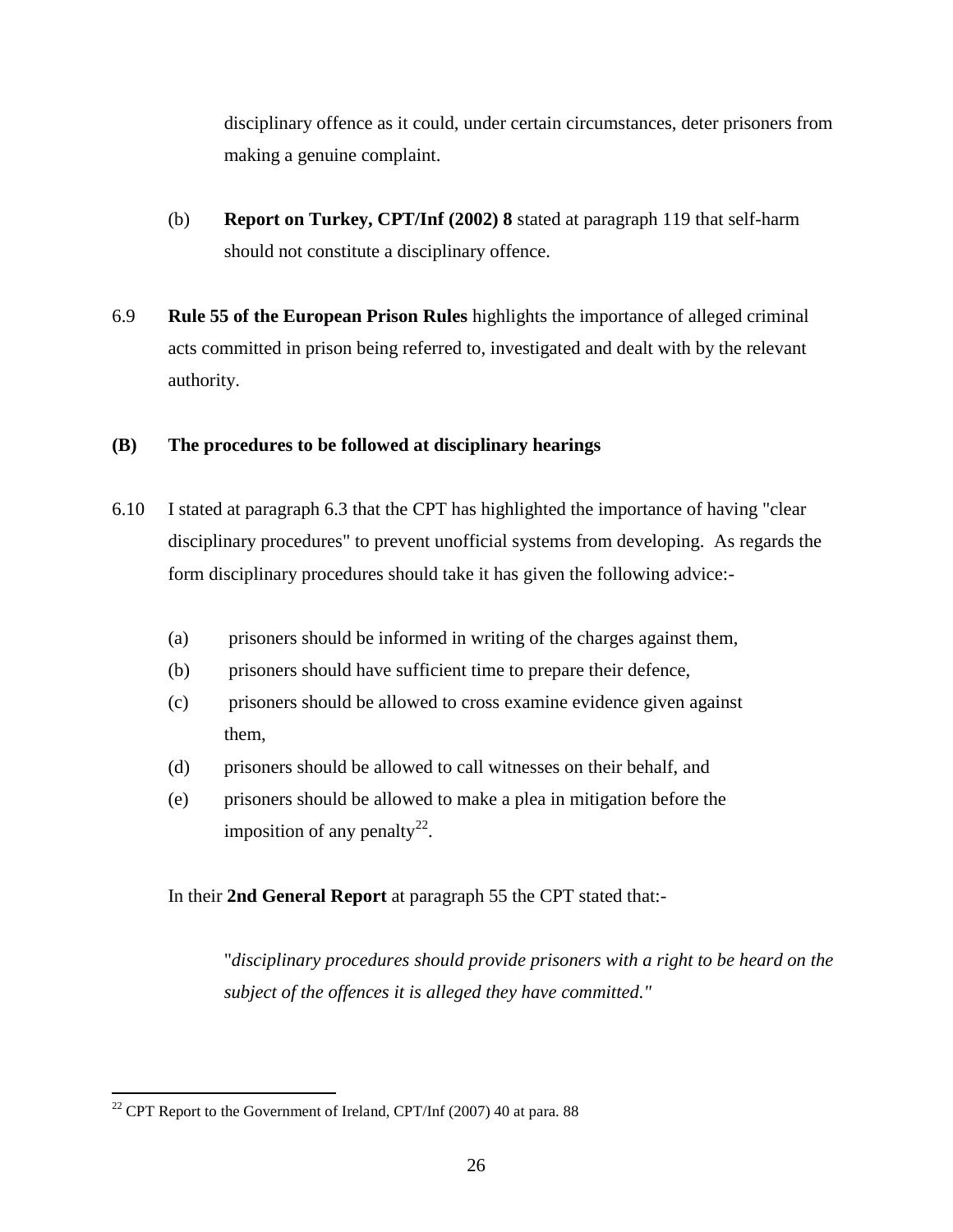disciplinary offence as it could, under certain circumstances, deter prisoners from making a genuine complaint.

(b) **Report on Turkey, CPT/Inf (2002) 8** stated at paragraph 119 that self-harm should not constitute a disciplinary offence.

6.9 **Rule 55 of the European Prison Rules** highlights the importance of alleged criminal acts committed in prison being referred to, investigated and dealt with by the relevant authority.

**(B) The procedures to be followed at disciplinary hearings**

6.10 I stated at paragraph 6.3 that the CPT has highlighted the importance of having "clear disciplinary procedures" to prevent unofficial systems from developing. As regards the form disciplinary procedures should take it has given the following advice:-

(a) prisoners should be informed in writing of the charges against them,
(b) prisoners should have sufficient time to prepare their defence,
(c) prisoners should be allowed to cross examine evidence given against them,
(d) prisoners should be allowed to call witnesses on their behalf, and
(e) prisoners should be allowed to make a plea in mitigation before the imposition of any penalty[22].

In their **2nd General Report** at paragraph 55 the CPT stated that:-

> "*disciplinary procedures should provide prisoners with a right to be heard on the subject of the offences it is alleged they have committed.*"

[22] CPT Report to the Government of Ireland, CPT/Inf (2007) 40 at para. 88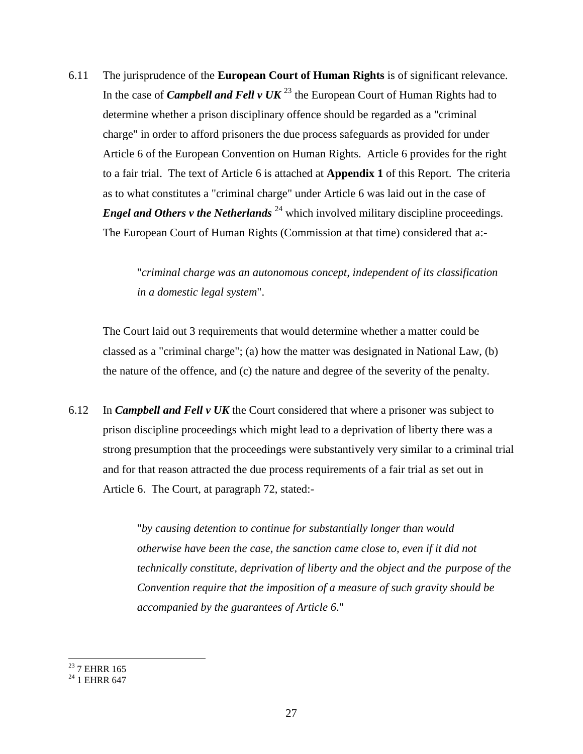6.11 The jurisprudence of the **European Court of Human Rights** is of significant relevance. In the case of ***Campbell and Fell v UK*** [23] the European Court of Human Rights had to determine whether a prison disciplinary offence should be regarded as a "criminal charge" in order to afford prisoners the due process safeguards as provided for under Article 6 of the European Convention on Human Rights. Article 6 provides for the right to a fair trial. The text of Article 6 is attached at **Appendix 1** of this Report. The criteria as to what constitutes a "criminal charge" under Article 6 was laid out in the case of ***Engel and Others v the Netherlands*** [24] which involved military discipline proceedings. The European Court of Human Rights (Commission at that time) considered that a:-

> "*criminal charge was an autonomous concept, independent of its classification in a domestic legal system*".

The Court laid out 3 requirements that would determine whether a matter could be classed as a "criminal charge"; (a) how the matter was designated in National Law, (b) the nature of the offence, and (c) the nature and degree of the severity of the penalty.

6.12 In ***Campbell and Fell v UK*** the Court considered that where a prisoner was subject to prison discipline proceedings which might lead to a deprivation of liberty there was a strong presumption that the proceedings were substantively very similar to a criminal trial and for that reason attracted the due process requirements of a fair trial as set out in Article 6. The Court, at paragraph 72, stated:-

> "*by causing detention to continue for substantially longer than would otherwise have been the case, the sanction came close to, even if it did not technically constitute, deprivation of liberty and the object and the purpose of the Convention require that the imposition of a measure of such gravity should be accompanied by the guarantees of Article 6.*"

---

[23] 7 EHRR 165

[24] 1 EHRR 647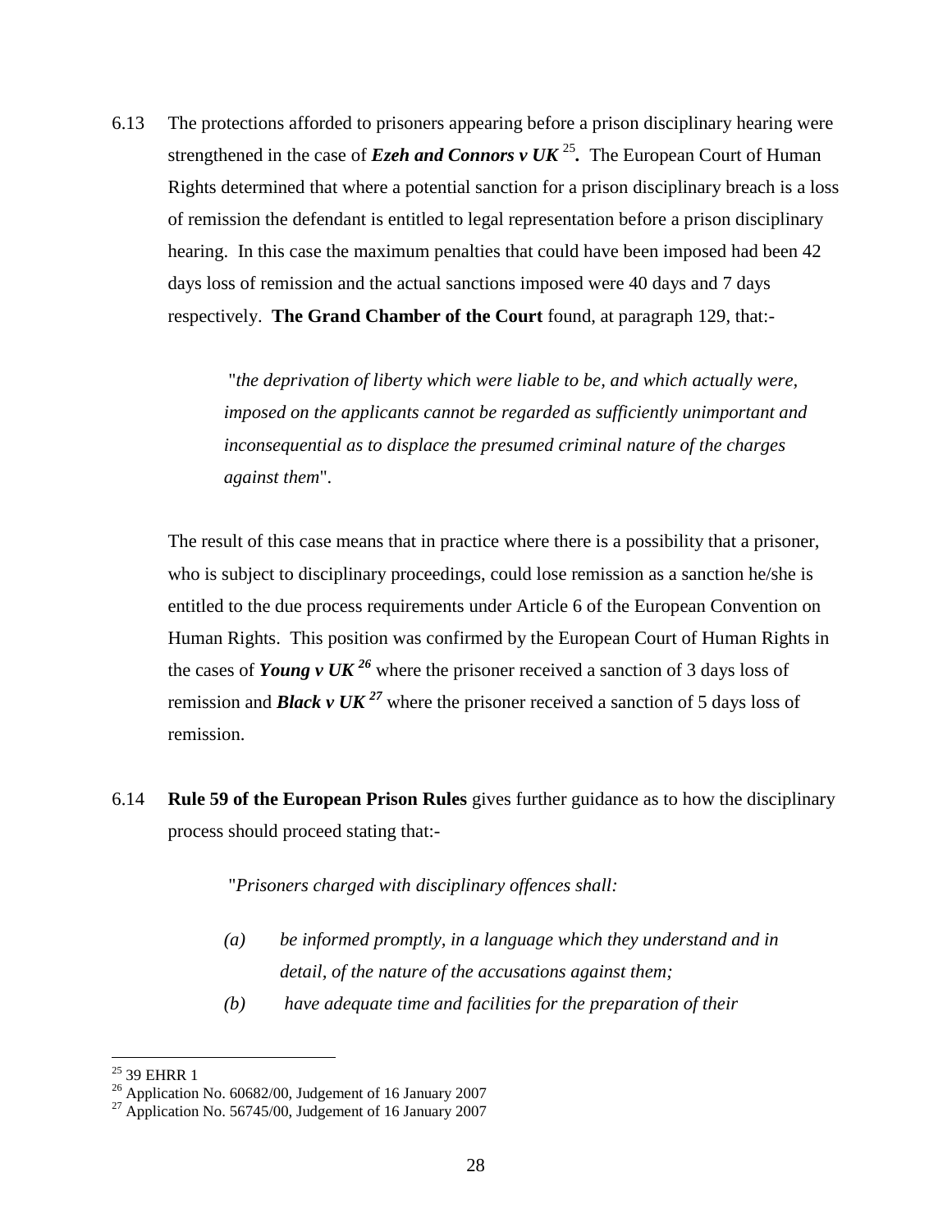6.13 The protections afforded to prisoners appearing before a prison disciplinary hearing were strengthened in the case of ***Ezeh and Connors v UK*** [25]**.** The European Court of Human Rights determined that where a potential sanction for a prison disciplinary breach is a loss of remission the defendant is entitled to legal representation before a prison disciplinary hearing. In this case the maximum penalties that could have been imposed had been 42 days loss of remission and the actual sanctions imposed were 40 days and 7 days respectively. **The Grand Chamber of the Court** found, at paragraph 129, that:-

> "*the deprivation of liberty which were liable to be, and which actually were, imposed on the applicants cannot be regarded as sufficiently unimportant and inconsequential as to displace the presumed criminal nature of the charges against them*".

The result of this case means that in practice where there is a possibility that a prisoner, who is subject to disciplinary proceedings, could lose remission as a sanction he/she is entitled to the due process requirements under Article 6 of the European Convention on Human Rights. This position was confirmed by the European Court of Human Rights in the cases of ***Young v UK*** [26] where the prisoner received a sanction of 3 days loss of remission and ***Black v UK*** [27] where the prisoner received a sanction of 5 days loss of remission.

6.14 **Rule 59 of the European Prison Rules** gives further guidance as to how the disciplinary process should proceed stating that:-

> "*Prisoners charged with disciplinary offences shall:*
>
> *(a) be informed promptly, in a language which they understand and in detail, of the nature of the accusations against them;*
>
> *(b) have adequate time and facilities for the preparation of their*

---

[25] 39 EHRR 1

[26] Application No. 60682/00, Judgement of 16 January 2007

[27] Application No. 56745/00, Judgement of 16 January 2007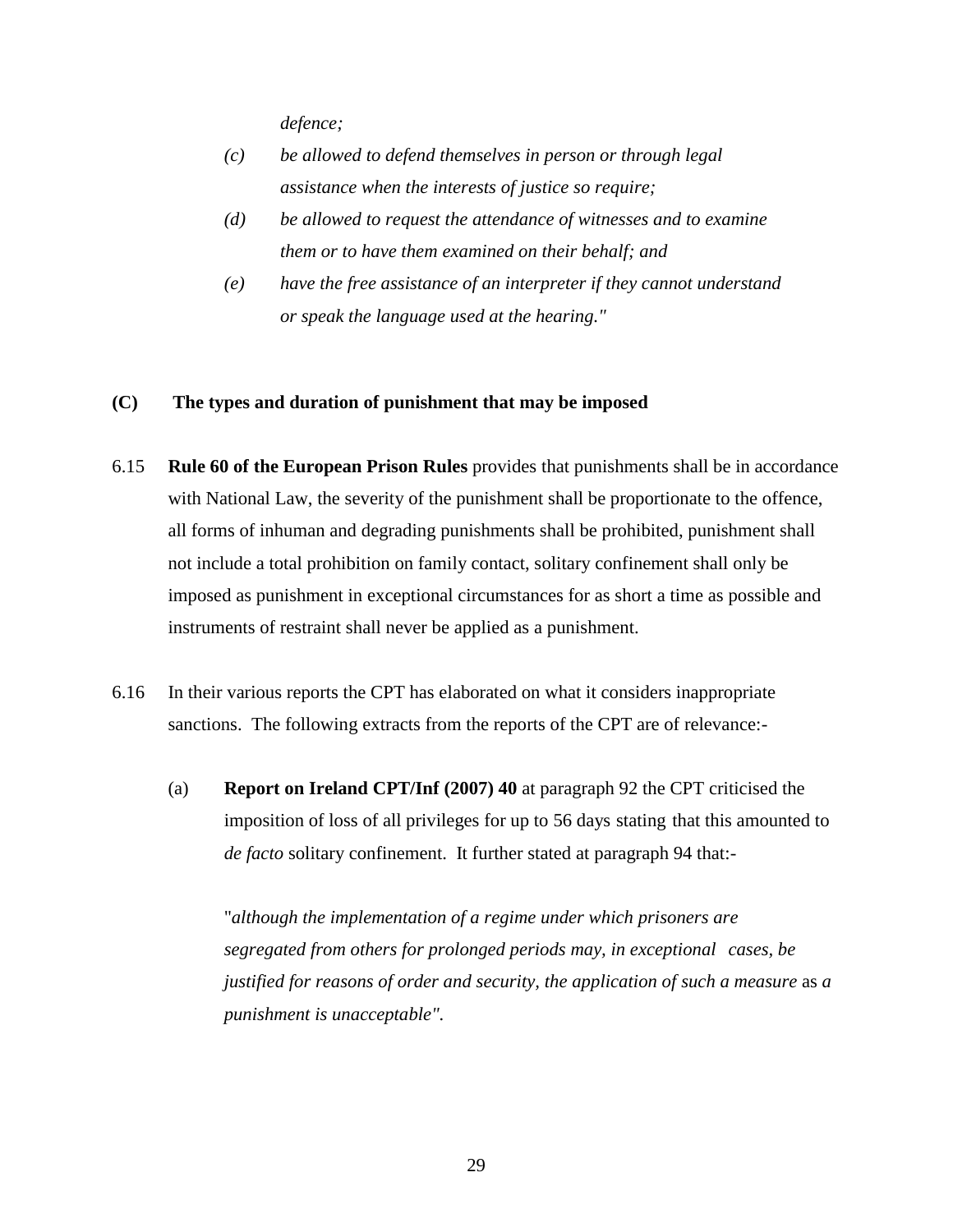*defence;*

*(c) be allowed to defend themselves in person or through legal assistance when the interests of justice so require;*

*(d) be allowed to request the attendance of witnesses and to examine them or to have them examined on their behalf; and*

*(e) have the free assistance of an interpreter if they cannot understand or speak the language used at the hearing."*

**(C) The types and duration of punishment that may be imposed**

6.15 **Rule 60 of the European Prison Rules** provides that punishments shall be in accordance with National Law, the severity of the punishment shall be proportionate to the offence, all forms of inhuman and degrading punishments shall be prohibited, punishment shall not include a total prohibition on family contact, solitary confinement shall only be imposed as punishment in exceptional circumstances for as short a time as possible and instruments of restraint shall never be applied as a punishment.

6.16 In their various reports the CPT has elaborated on what it considers inappropriate sanctions. The following extracts from the reports of the CPT are of relevance:-

(a) **Report on Ireland CPT/Inf (2007) 40** at paragraph 92 the CPT criticised the imposition of loss of all privileges for up to 56 days stating that this amounted to *de facto* solitary confinement. It further stated at paragraph 94 that:-

"*although the implementation of a regime under which prisoners are segregated from others for prolonged periods may, in exceptional cases, be justified for reasons of order and security, the application of such a measure* as *a punishment is unacceptable".*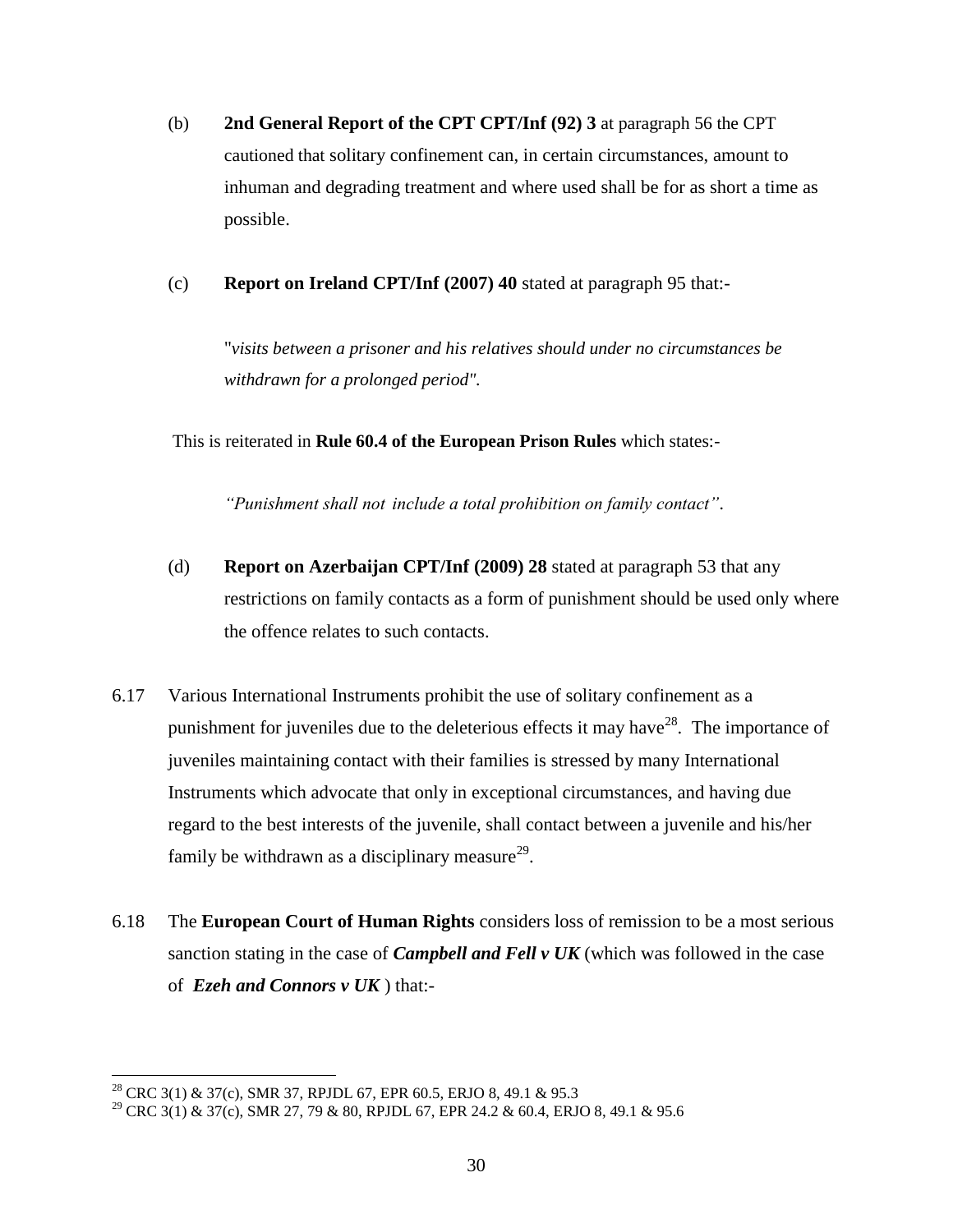(b) **2nd General Report of the CPT CPT/Inf (92) 3** at paragraph 56 the CPT cautioned that solitary confinement can, in certain circumstances, amount to inhuman and degrading treatment and where used shall be for as short a time as possible.

(c) **Report on Ireland CPT/Inf (2007) 40** stated at paragraph 95 that:-

> "*visits between a prisoner and his relatives should under no circumstances be withdrawn for a prolonged period*".

This is reiterated in **Rule 60.4 of the European Prison Rules** which states:-

> *"Punishment shall not include a total prohibition on family contact"*.

(d) **Report on Azerbaijan CPT/Inf (2009) 28** stated at paragraph 53 that any restrictions on family contacts as a form of punishment should be used only where the offence relates to such contacts.

6.17 Various International Instruments prohibit the use of solitary confinement as a punishment for juveniles due to the deleterious effects it may have[28]. The importance of juveniles maintaining contact with their families is stressed by many International Instruments which advocate that only in exceptional circumstances, and having due regard to the best interests of the juvenile, shall contact between a juvenile and his/her family be withdrawn as a disciplinary measure[29].

6.18 The **European Court of Human Rights** considers loss of remission to be a most serious sanction stating in the case of ***Campbell and Fell v UK*** (which was followed in the case of ***Ezeh and Connors v UK*** ) that:-

---

[28] CRC 3(1) & 37(c), SMR 37, RPJDL 67, EPR 60.5, ERJO 8, 49.1 & 95.3

[29] CRC 3(1) & 37(c), SMR 27, 79 & 80, RPJDL 67, EPR 24.2 & 60.4, ERJO 8, 49.1 & 95.6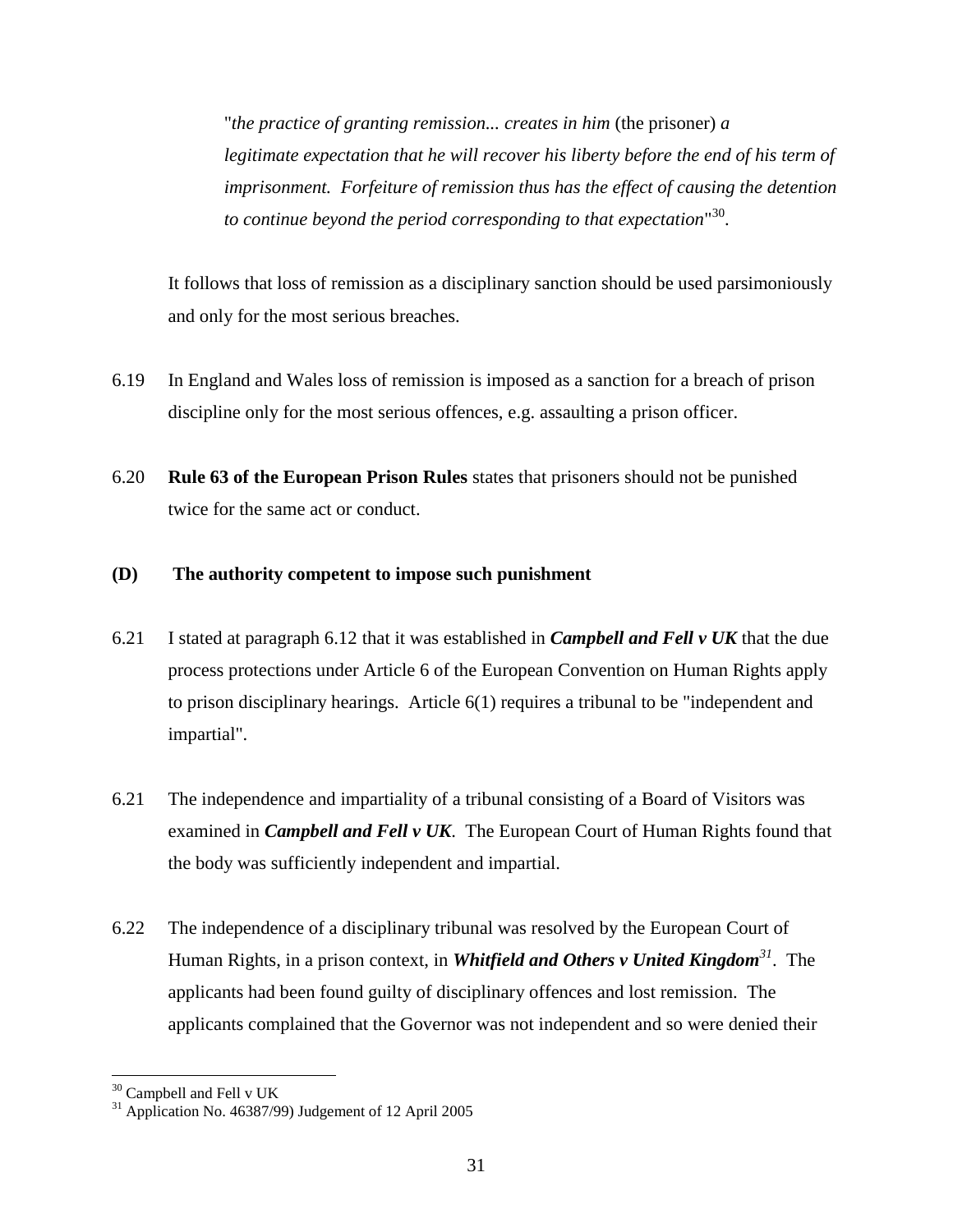> "*the practice of granting remission... creates in him* (the prisoner) *a legitimate expectation that he will recover his liberty before the end of his term of imprisonment. Forfeiture of remission thus has the effect of causing the detention to continue beyond the period corresponding to that expectation*"[30].

It follows that loss of remission as a disciplinary sanction should be used parsimoniously and only for the most serious breaches.

6.19 In England and Wales loss of remission is imposed as a sanction for a breach of prison discipline only for the most serious offences, e.g. assaulting a prison officer.

6.20 **Rule 63 of the European Prison Rules** states that prisoners should not be punished twice for the same act or conduct.

**(D) The authority competent to impose such punishment**

6.21 I stated at paragraph 6.12 that it was established in ***Campbell and Fell v UK*** that the due process protections under Article 6 of the European Convention on Human Rights apply to prison disciplinary hearings. Article 6(1) requires a tribunal to be "independent and impartial".

6.21 The independence and impartiality of a tribunal consisting of a Board of Visitors was examined in ***Campbell and Fell v UK***. The European Court of Human Rights found that the body was sufficiently independent and impartial.

6.22 The independence of a disciplinary tribunal was resolved by the European Court of Human Rights, in a prison context, in ***Whitfield and Others v United Kingdom***[31]. The applicants had been found guilty of disciplinary offences and lost remission. The applicants complained that the Governor was not independent and so were denied their

---

[30] Campbell and Fell v UK

[31] Application No. 46387/99) Judgement of 12 April 2005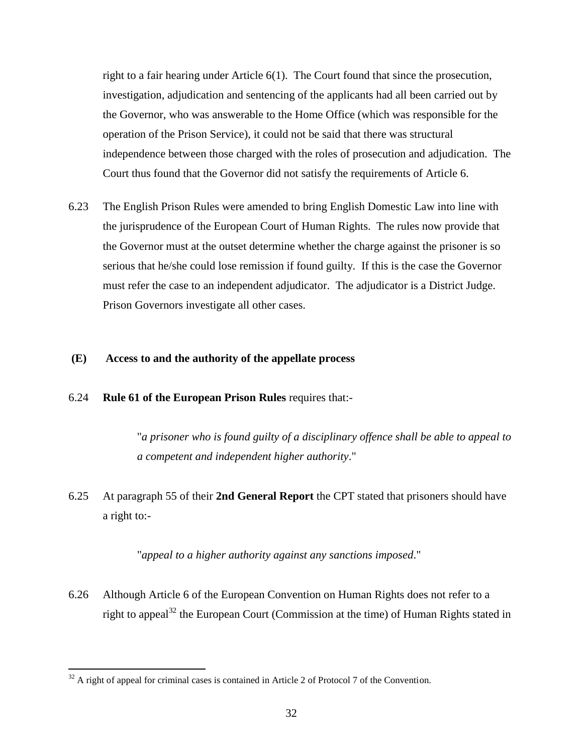right to a fair hearing under Article 6(1). The Court found that since the prosecution, investigation, adjudication and sentencing of the applicants had all been carried out by the Governor, who was answerable to the Home Office (which was responsible for the operation of the Prison Service), it could not be said that there was structural independence between those charged with the roles of prosecution and adjudication. The Court thus found that the Governor did not satisfy the requirements of Article 6.

6.23 The English Prison Rules were amended to bring English Domestic Law into line with the jurisprudence of the European Court of Human Rights. The rules now provide that the Governor must at the outset determine whether the charge against the prisoner is so serious that he/she could lose remission if found guilty. If this is the case the Governor must refer the case to an independent adjudicator. The adjudicator is a District Judge. Prison Governors investigate all other cases.

### (E) Access to and the authority of the appellate process

6.24 **Rule 61 of the European Prison Rules** requires that:-

> "*a prisoner who is found guilty of a disciplinary offence shall be able to appeal to a competent and independent higher authority*."

6.25 At paragraph 55 of their **2nd General Report** the CPT stated that prisoners should have a right to:-

> "*appeal to a higher authority against any sanctions imposed*."

6.26 Although Article 6 of the European Convention on Human Rights does not refer to a right to appeal[32] the European Court (Commission at the time) of Human Rights stated in

---

[32] A right of appeal for criminal cases is contained in Article 2 of Protocol 7 of the Convention.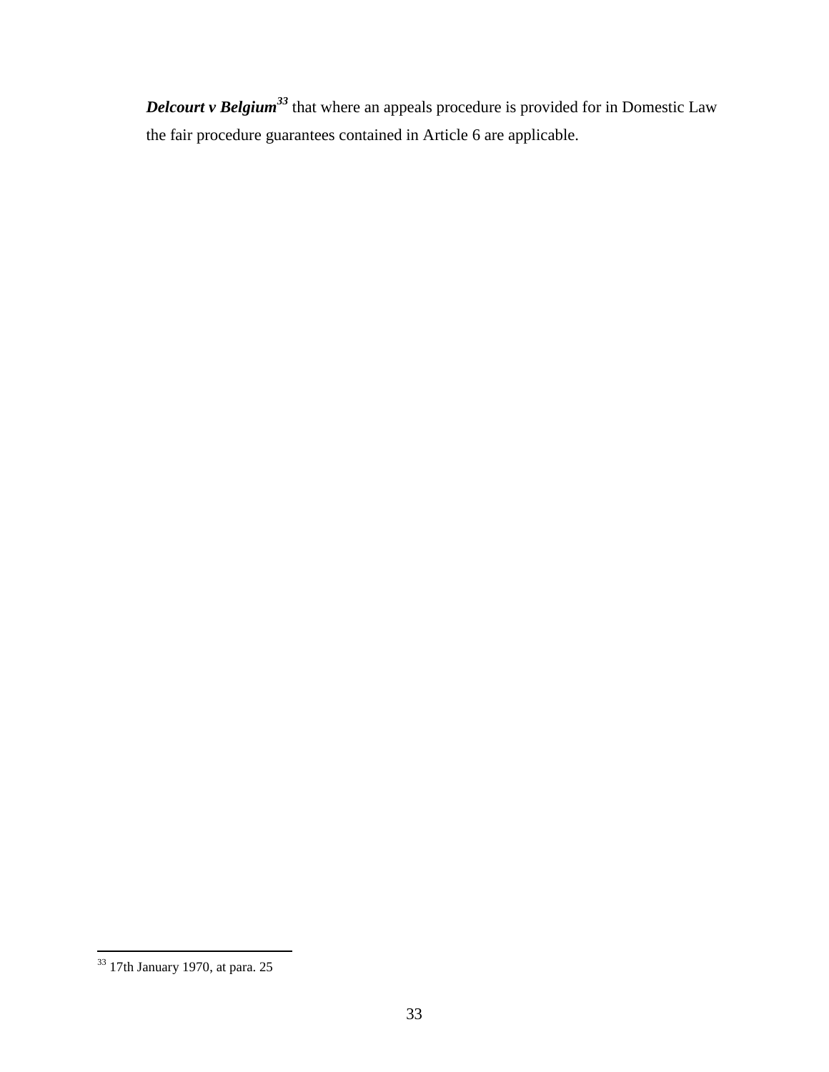***Delcourt v Belgium***[33] that where an appeals procedure is provided for in Domestic Law the fair procedure guarantees contained in Article 6 are applicable.

[33] 17th January 1970, at para. 25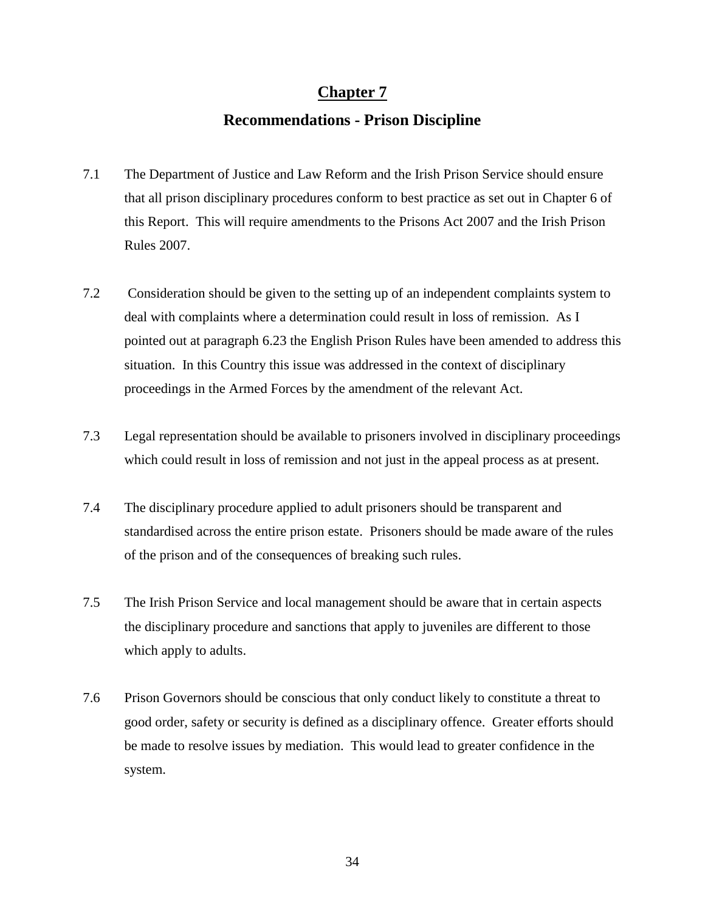# Chapter 7

## Recommendations - Prison Discipline

7.1 The Department of Justice and Law Reform and the Irish Prison Service should ensure that all prison disciplinary procedures conform to best practice as set out in Chapter 6 of this Report. This will require amendments to the Prisons Act 2007 and the Irish Prison Rules 2007.

7.2 Consideration should be given to the setting up of an independent complaints system to deal with complaints where a determination could result in loss of remission. As I pointed out at paragraph 6.23 the English Prison Rules have been amended to address this situation. In this Country this issue was addressed in the context of disciplinary proceedings in the Armed Forces by the amendment of the relevant Act.

7.3 Legal representation should be available to prisoners involved in disciplinary proceedings which could result in loss of remission and not just in the appeal process as at present.

7.4 The disciplinary procedure applied to adult prisoners should be transparent and standardised across the entire prison estate. Prisoners should be made aware of the rules of the prison and of the consequences of breaking such rules.

7.5 The Irish Prison Service and local management should be aware that in certain aspects the disciplinary procedure and sanctions that apply to juveniles are different to those which apply to adults.

7.6 Prison Governors should be conscious that only conduct likely to constitute a threat to good order, safety or security is defined as a disciplinary offence. Greater efforts should be made to resolve issues by mediation. This would lead to greater confidence in the system.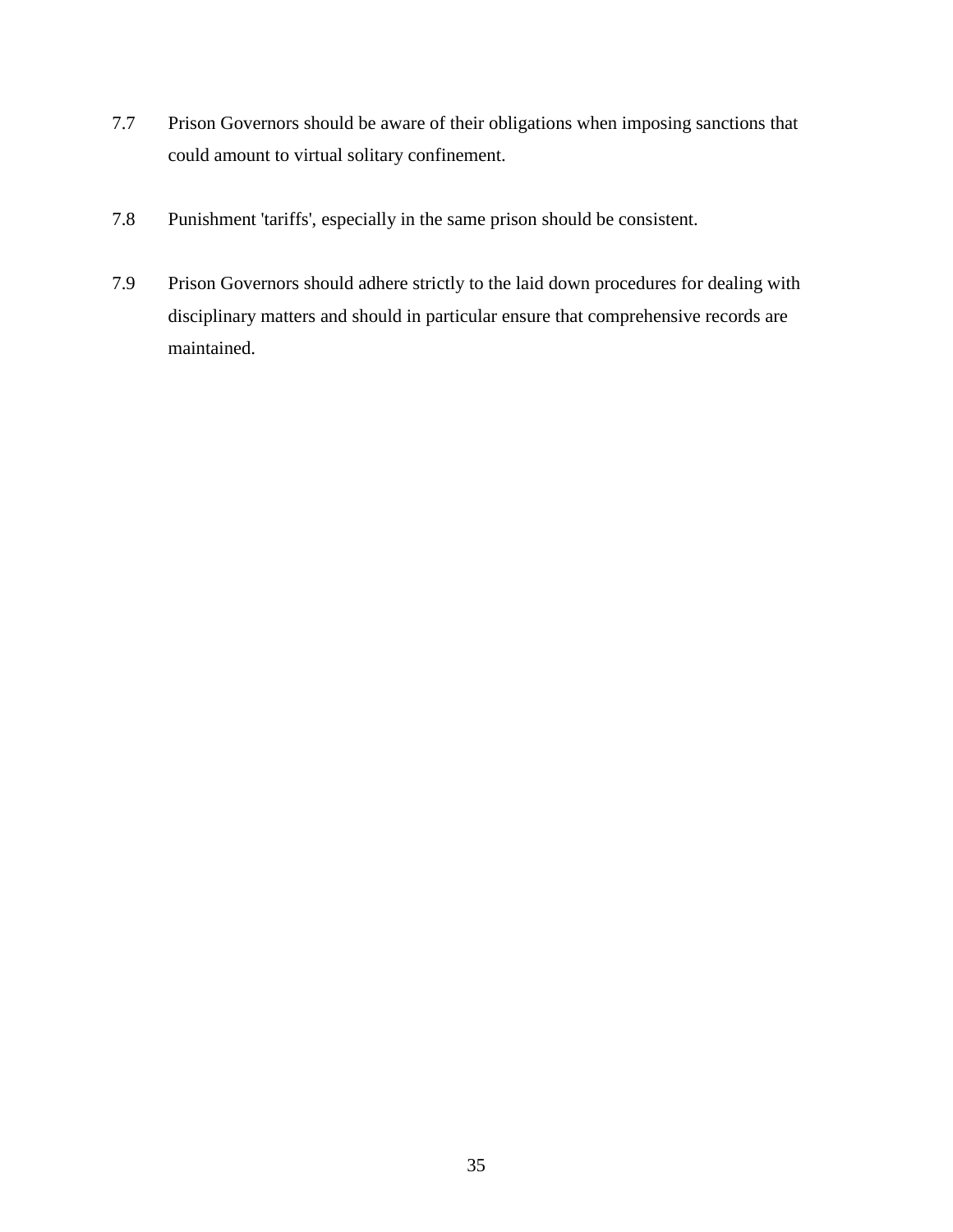7.7 Prison Governors should be aware of their obligations when imposing sanctions that could amount to virtual solitary confinement.

7.8 Punishment 'tariffs', especially in the same prison should be consistent.

7.9 Prison Governors should adhere strictly to the laid down procedures for dealing with disciplinary matters and should in particular ensure that comprehensive records are maintained.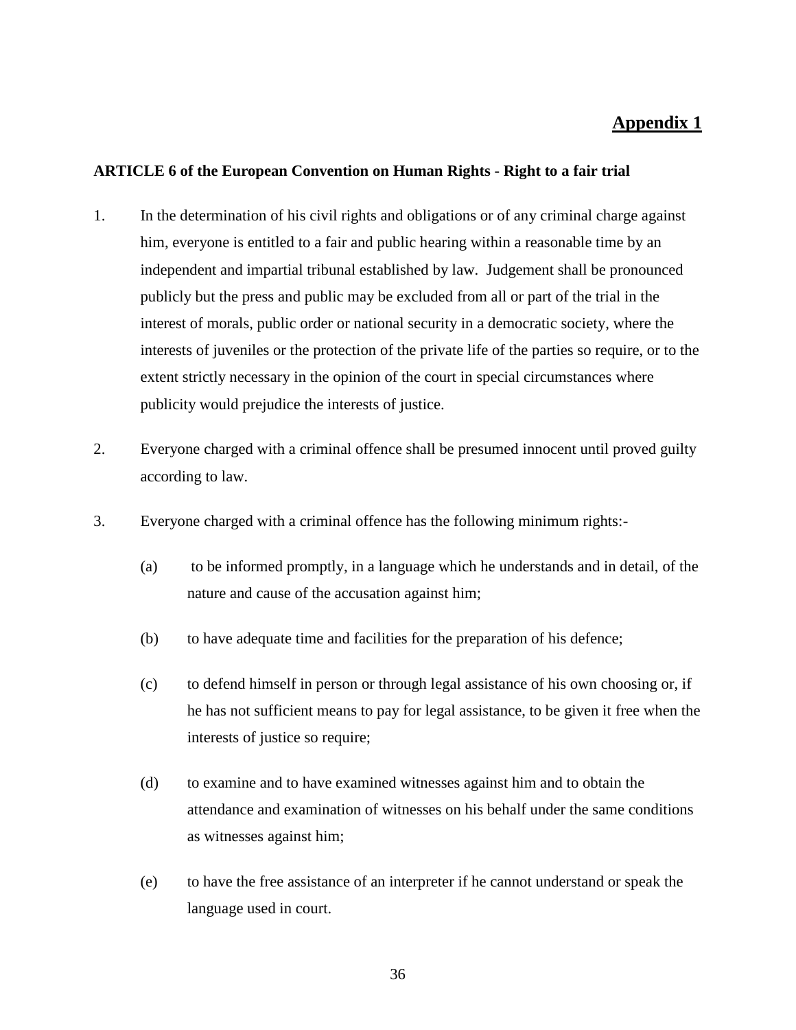## Appendix 1

**ARTICLE 6 of the European Convention on Human Rights - Right to a fair trial**

1. In the determination of his civil rights and obligations or of any criminal charge against him, everyone is entitled to a fair and public hearing within a reasonable time by an independent and impartial tribunal established by law. Judgement shall be pronounced publicly but the press and public may be excluded from all or part of the trial in the interest of morals, public order or national security in a democratic society, where the interests of juveniles or the protection of the private life of the parties so require, or to the extent strictly necessary in the opinion of the court in special circumstances where publicity would prejudice the interests of justice.

2. Everyone charged with a criminal offence shall be presumed innocent until proved guilty according to law.

3. Everyone charged with a criminal offence has the following minimum rights:-

   (a) to be informed promptly, in a language which he understands and in detail, of the nature and cause of the accusation against him;

   (b) to have adequate time and facilities for the preparation of his defence;

   (c) to defend himself in person or through legal assistance of his own choosing or, if he has not sufficient means to pay for legal assistance, to be given it free when the interests of justice so require;

   (d) to examine and to have examined witnesses against him and to obtain the attendance and examination of witnesses on his behalf under the same conditions as witnesses against him;

   (e) to have the free assistance of an interpreter if he cannot understand or speak the language used in court.